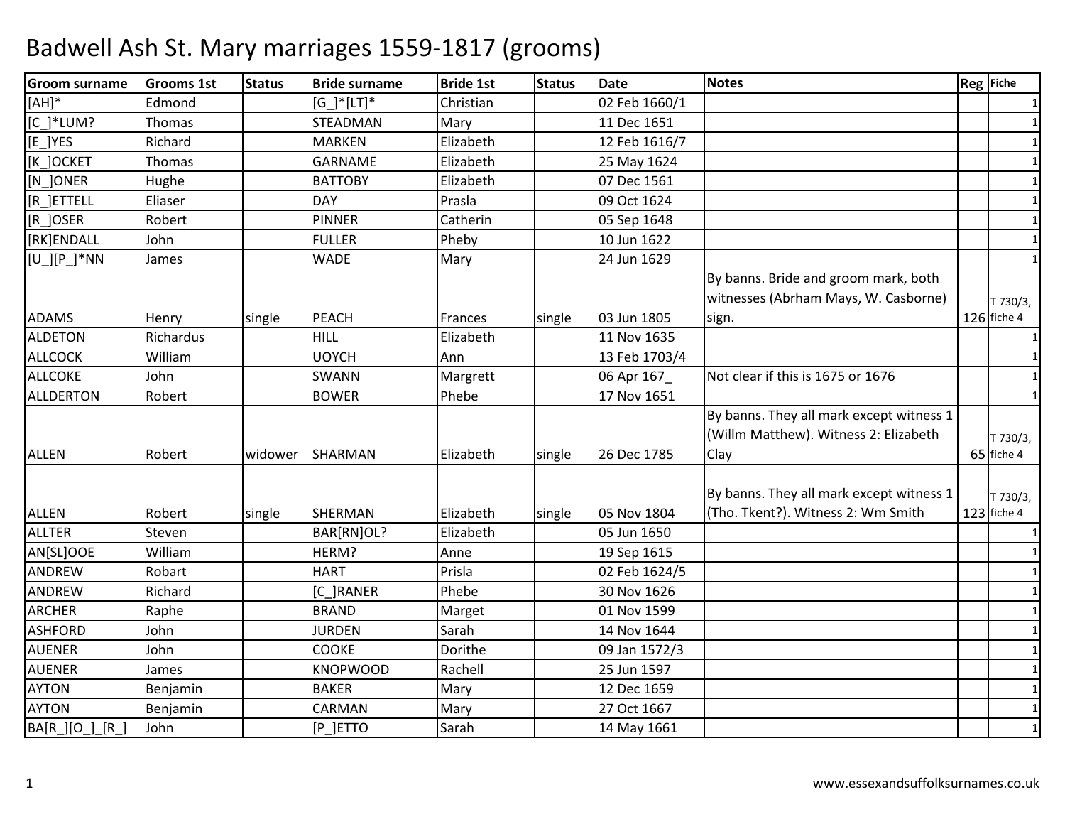# Badwell Ash St. Mary marriages 1559-1817 (grooms)

| Groom surname | Grooms 1st | Status | Bride surname | Bride 1st | Status | Date | Notes | Reg | Fiche |
|---|---|---|---|---|---|---|---|---|---|
| [AH]* | Edmond | | [G_]*[LT]* | Christian | | 02 Feb 1660/1 | | | 1 |
| [C_]*LUM? | Thomas | | STEADMAN | Mary | | 11 Dec 1651 | | | 1 |
| [E_]YES | Richard | | MARKEN | Elizabeth | | 12 Feb 1616/7 | | | 1 |
| [K_]OCKET | Thomas | | GARNAME | Elizabeth | | 25 May 1624 | | | 1 |
| [N_]ONER | Hughe | | BATTOBY | Elizabeth | | 07 Dec 1561 | | | 1 |
| [R_]ETTELL | Eliaser | | DAY | Prasla | | 09 Oct 1624 | | | 1 |
| [R_]OSER | Robert | | PINNER | Catherin | | 05 Sep 1648 | | | 1 |
| [RK]ENDALL | John | | FULLER | Pheby | | 10 Jun 1622 | | | 1 |
| [U_][P_]*NN | James | | WADE | Mary | | 24 Jun 1629 | | | 1 |
| ADAMS | Henry | single | PEACH | Frances | single | 03 Jun 1805 | By banns. Bride and groom mark, both witnesses (Abrham Mays, W. Casborne) sign. | 126 | T 730/3, fiche 4 |
| ALDETON | Richardus | | HILL | Elizabeth | | 11 Nov 1635 | | | 1 |
| ALLCOCK | William | | UOYCH | Ann | | 13 Feb 1703/4 | | | 1 |
| ALLCOKE | John | | SWANN | Margrett | | 06 Apr 167_ | Not clear if this is 1675 or 1676 | | 1 |
| ALLDERTON | Robert | | BOWER | Phebe | | 17 Nov 1651 | | | 1 |
| ALLEN | Robert | widower | SHARMAN | Elizabeth | single | 26 Dec 1785 | By banns. They all mark except witness 1 (Willm Matthew). Witness 2: Elizabeth Clay | 65 | T 730/3, fiche 4 |
| ALLEN | Robert | single | SHERMAN | Elizabeth | single | 05 Nov 1804 | By banns. They all mark except witness 1 (Tho. Tkent?). Witness 2: Wm Smith | 123 | T 730/3, fiche 4 |
| ALLTER | Steven | | BAR[RN]OL? | Elizabeth | | 05 Jun 1650 | | | 1 |
| AN[SL]OOE | William | | HERM? | Anne | | 19 Sep 1615 | | | 1 |
| ANDREW | Robart | | HART | Prisla | | 02 Feb 1624/5 | | | 1 |
| ANDREW | Richard | | [C_]RANER | Phebe | | 30 Nov 1626 | | | 1 |
| ARCHER | Raphe | | BRAND | Marget | | 01 Nov 1599 | | | 1 |
| ASHFORD | John | | JURDEN | Sarah | | 14 Nov 1644 | | | 1 |
| AUENER | John | | COOKE | Dorithe | | 09 Jan 1572/3 | | | 1 |
| AUENER | James | | KNOPWOOD | Rachell | | 25 Jun 1597 | | | 1 |
| AYTON | Benjamin | | BAKER | Mary | | 12 Dec 1659 | | | 1 |
| AYTON | Benjamin | | CARMAN | Mary | | 27 Oct 1667 | | | 1 |
| BA[R_][O_]_[R_] | John | | [P_]ETTO | Sarah | | 14 May 1661 | | | 1 |

www.essexandsuffolksurnames.co.uk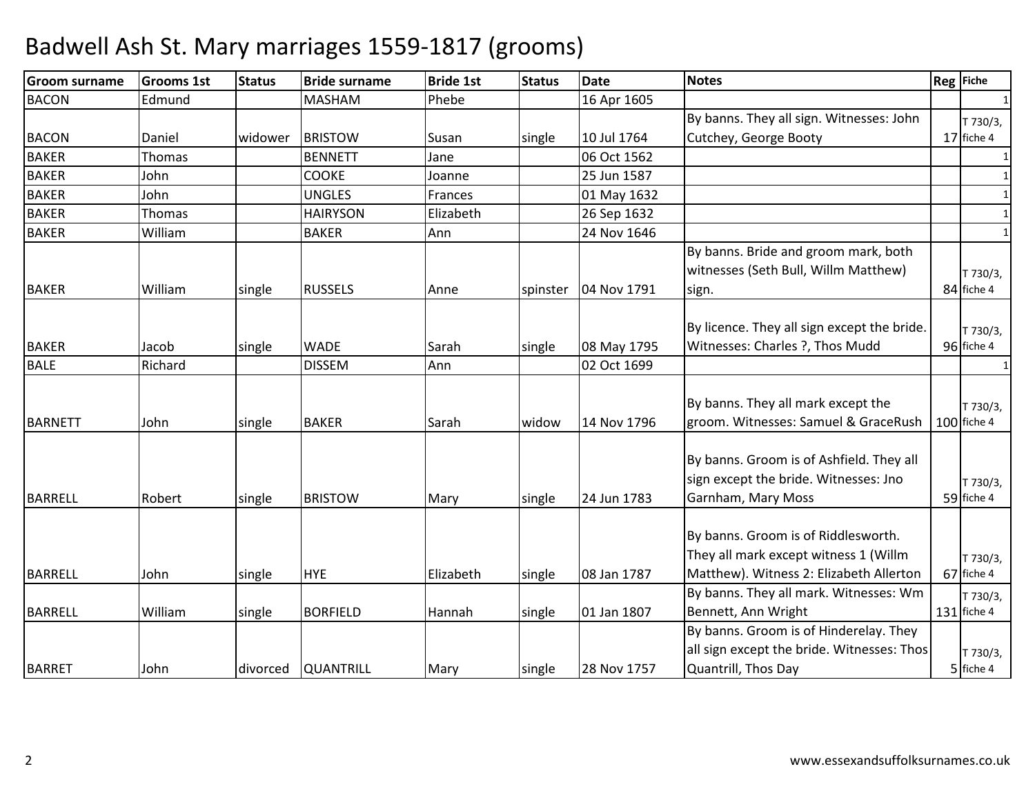# Badwell Ash St. Mary marriages 1559-1817 (grooms)

| Groom surname | Grooms 1st | Status | Bride surname | Bride 1st | Status | Date | Notes | Reg | Fiche |
|---|---|---|---|---|---|---|---|---|---|
| BACON | Edmund | | MASHAM | Phebe | | 16 Apr 1605 | | | 1 |
| BACON | Daniel | widower | BRISTOW | Susan | single | 10 Jul 1764 | By banns. They all sign. Witnesses: John Cutchey, George Booty | 17 | T 730/3, fiche 4 |
| BAKER | Thomas | | BENNETT | Jane | | 06 Oct 1562 | | | 1 |
| BAKER | John | | COOKE | Joanne | | 25 Jun 1587 | | | 1 |
| BAKER | John | | UNGLES | Frances | | 01 May 1632 | | | 1 |
| BAKER | Thomas | | HAIRYSON | Elizabeth | | 26 Sep 1632 | | | 1 |
| BAKER | William | | BAKER | Ann | | 24 Nov 1646 | | | 1 |
| BAKER | William | single | RUSSELS | Anne | spinster | 04 Nov 1791 | By banns. Bride and groom mark, both witnesses (Seth Bull, Willm Matthew) sign. | 84 | T 730/3, fiche 4 |
| BAKER | Jacob | single | WADE | Sarah | single | 08 May 1795 | By licence. They all sign except the bride. Witnesses: Charles ?, Thos Mudd | 96 | T 730/3, fiche 4 |
| BALE | Richard | | DISSEM | Ann | | 02 Oct 1699 | | | 1 |
| BARNETT | John | single | BAKER | Sarah | widow | 14 Nov 1796 | By banns. They all mark except the groom. Witnesses: Samuel & GraceRush | 100 | T 730/3, fiche 4 |
| BARRELL | Robert | single | BRISTOW | Mary | single | 24 Jun 1783 | By banns. Groom is of Ashfield. They all sign except the bride. Witnesses: Jno Garnham, Mary Moss | 59 | T 730/3, fiche 4 |
| BARRELL | John | single | HYE | Elizabeth | single | 08 Jan 1787 | By banns. Groom is of Riddlesworth. They all mark except witness 1 (Willm Matthew). Witness 2: Elizabeth Allerton | 67 | T 730/3, fiche 4 |
| BARRELL | William | single | BORFIELD | Hannah | single | 01 Jan 1807 | By banns. They all mark. Witnesses: Wm Bennett, Ann Wright | 131 | T 730/3, fiche 4 |
| BARRET | John | divorced | QUANTRILL | Mary | single | 28 Nov 1757 | By banns. Groom is of Hinderelay. They all sign except the bride. Witnesses: Thos Quantrill, Thos Day | 5 | T 730/3, fiche 4 |

www.essexandsuffolksurnames.co.uk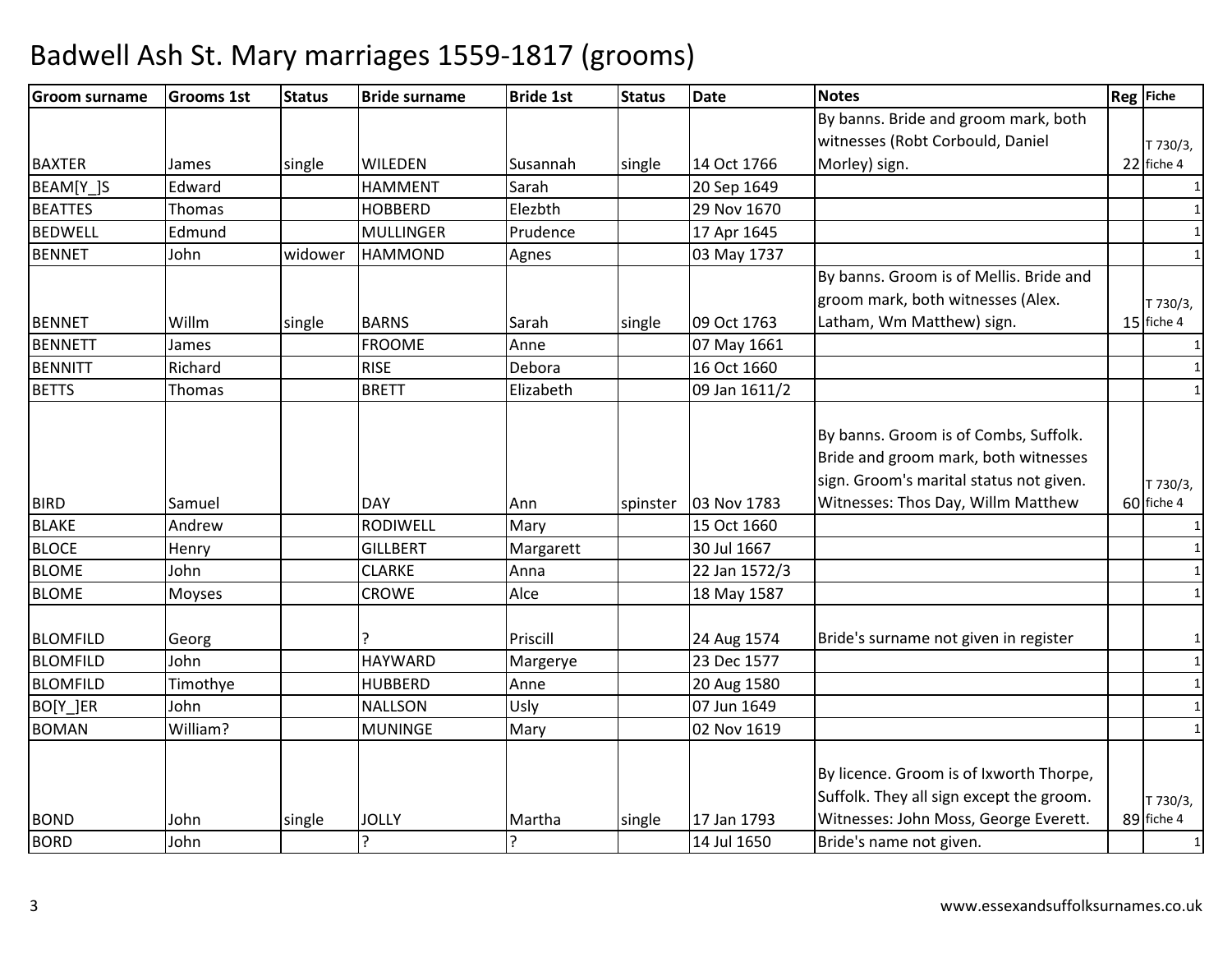# Badwell Ash St. Mary marriages 1559-1817 (grooms)

| Groom surname | Grooms 1st | Status | Bride surname | Bride 1st | Status | Date | Notes | Reg | Fiche |
|---|---|---|---|---|---|---|---|---|---|
| BAXTER | James | single | WILEDEN | Susannah | single | 14 Oct 1766 | By banns. Bride and groom mark, both witnesses (Robt Corbould, Daniel Morley) sign. | 22 | T 730/3, fiche 4 |
| BEAM[Y_]S | Edward | | HAMMENT | Sarah | | 20 Sep 1649 | | | 1 |
| BEATTES | Thomas | | HOBBERD | Elezbth | | 29 Nov 1670 | | | 1 |
| BEDWELL | Edmund | | MULLINGER | Prudence | | 17 Apr 1645 | | | 1 |
| BENNET | John | widower | HAMMOND | Agnes | | 03 May 1737 | | | 1 |
| BENNET | Willm | single | BARNS | Sarah | single | 09 Oct 1763 | By banns. Groom is of Mellis. Bride and groom mark, both witnesses (Alex. Latham, Wm Matthew) sign. | 15 | T 730/3, fiche 4 |
| BENNETT | James | | FROOME | Anne | | 07 May 1661 | | | 1 |
| BENNITT | Richard | | RISE | Debora | | 16 Oct 1660 | | | 1 |
| BETTS | Thomas | | BRETT | Elizabeth | | 09 Jan 1611/2 | | | 1 |
| BIRD | Samuel | | DAY | Ann | spinster | 03 Nov 1783 | By banns. Groom is of Combs, Suffolk. Bride and groom mark, both witnesses sign. Groom's marital status not given. Witnesses: Thos Day, Willm Matthew | 60 | T 730/3, fiche 4 |
| BLAKE | Andrew | | RODIWELL | Mary | | 15 Oct 1660 | | | 1 |
| BLOCE | Henry | | GILLBERT | Margarett | | 30 Jul 1667 | | | 1 |
| BLOME | John | | CLARKE | Anna | | 22 Jan 1572/3 | | | 1 |
| BLOME | Moyses | | CROWE | Alce | | 18 May 1587 | | | 1 |
| BLOMFILD | Georg | | ? | Priscill | | 24 Aug 1574 | Bride's surname not given in register | | 1 |
| BLOMFILD | John | | HAYWARD | Margerye | | 23 Dec 1577 | | | 1 |
| BLOMFILD | Timothye | | HUBBERD | Anne | | 20 Aug 1580 | | | 1 |
| BO[Y_]ER | John | | NALLSON | Usly | | 07 Jun 1649 | | | 1 |
| BOMAN | William? | | MUNINGE | Mary | | 02 Nov 1619 | | | 1 |
| BOND | John | single | JOLLY | Martha | single | 17 Jan 1793 | By licence. Groom is of Ixworth Thorpe, Suffolk. They all sign except the groom. Witnesses: John Moss, George Everett. | 89 | T 730/3, fiche 4 |
| BORD | John | | ? | ? | | 14 Jul 1650 | Bride's name not given. | | 1 |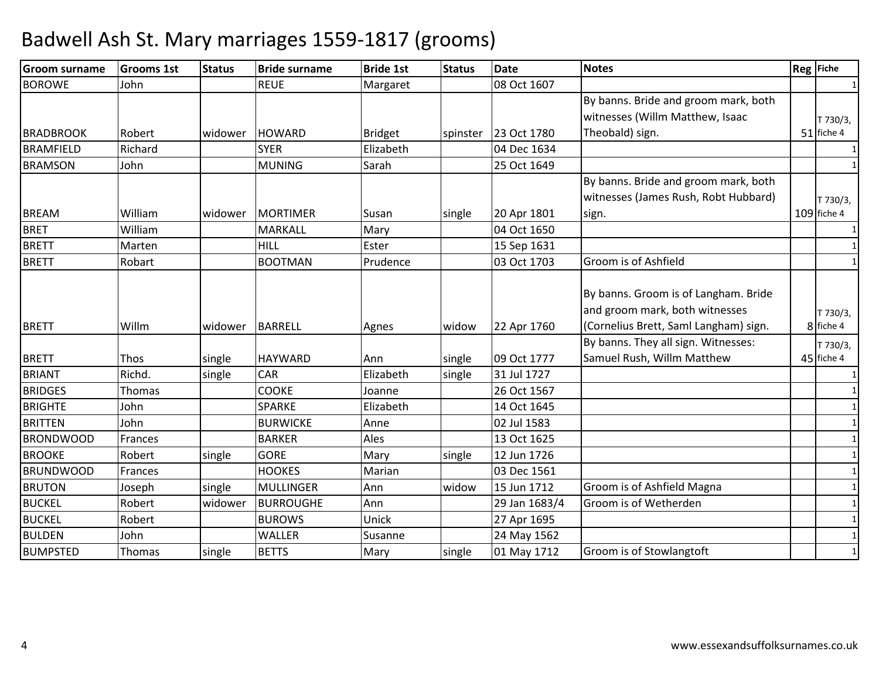# Badwell Ash St. Mary marriages 1559-1817 (grooms)

| Groom surname | Grooms 1st | Status | Bride surname | Bride 1st | Status | Date | Notes | Reg | Fiche |
|---|---|---|---|---|---|---|---|---|---|
| BOROWE | John | | REUE | Margaret | | 08 Oct 1607 | | | 1 |
| BRADBROOK | Robert | widower | HOWARD | Bridget | spinster | 23 Oct 1780 | By banns. Bride and groom mark, both witnesses (Willm Matthew, Isaac Theobald) sign. | 51 | T 730/3, fiche 4 |
| BRAMFIELD | Richard | | SYER | Elizabeth | | 04 Dec 1634 | | | 1 |
| BRAMSON | John | | MUNING | Sarah | | 25 Oct 1649 | | | 1 |
| BREAM | William | widower | MORTIMER | Susan | single | 20 Apr 1801 | By banns. Bride and groom mark, both witnesses (James Rush, Robt Hubbard) sign. | 109 | T 730/3, fiche 4 |
| BRET | William | | MARKALL | Mary | | 04 Oct 1650 | | | 1 |
| BRETT | Marten | | HILL | Ester | | 15 Sep 1631 | | | 1 |
| BRETT | Robart | | BOOTMAN | Prudence | | 03 Oct 1703 | Groom is of Ashfield | | 1 |
| BRETT | Willm | widower | BARRELL | Agnes | widow | 22 Apr 1760 | By banns. Groom is of Langham. Bride and groom mark, both witnesses (Cornelius Brett, Saml Langham) sign. | 8 | T 730/3, fiche 4 |
| BRETT | Thos | single | HAYWARD | Ann | single | 09 Oct 1777 | By banns. They all sign. Witnesses: Samuel Rush, Willm Matthew | 45 | T 730/3, fiche 4 |
| BRIANT | Richd. | single | CAR | Elizabeth | single | 31 Jul 1727 | | | 1 |
| BRIDGES | Thomas | | COOKE | Joanne | | 26 Oct 1567 | | | 1 |
| BRIGHTE | John | | SPARKE | Elizabeth | | 14 Oct 1645 | | | 1 |
| BRITTEN | John | | BURWICKE | Anne | | 02 Jul 1583 | | | 1 |
| BRONDWOOD | Frances | | BARKER | Ales | | 13 Oct 1625 | | | 1 |
| BROOKE | Robert | single | GORE | Mary | single | 12 Jun 1726 | | | 1 |
| BRUNDWOOD | Frances | | HOOKES | Marian | | 03 Dec 1561 | | | 1 |
| BRUTON | Joseph | single | MULLINGER | Ann | widow | 15 Jun 1712 | Groom is of Ashfield Magna | | 1 |
| BUCKEL | Robert | widower | BURROUGHE | Ann | | 29 Jan 1683/4 | Groom is of Wetherden | | 1 |
| BUCKEL | Robert | | BUROWS | Unick | | 27 Apr 1695 | | | 1 |
| BULDEN | John | | WALLER | Susanne | | 24 May 1562 | | | 1 |
| BUMPSTED | Thomas | single | BETTS | Mary | single | 01 May 1712 | Groom is of Stowlangtoft | | 1 |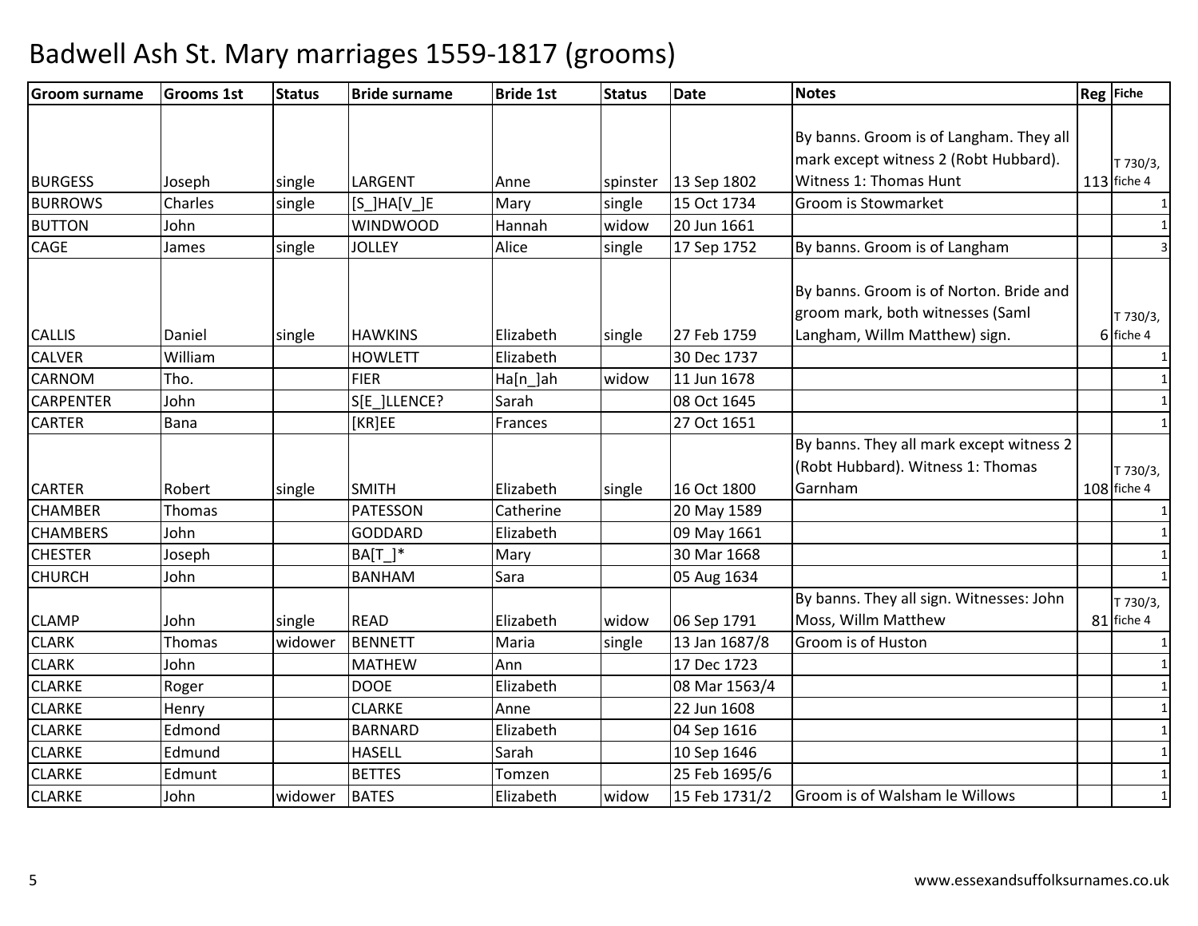# Badwell Ash St. Mary marriages 1559-1817 (grooms)

| Groom surname | Grooms 1st | Status | Bride surname | Bride 1st | Status | Date | Notes | Reg | Fiche |
|---|---|---|---|---|---|---|---|---|---|
| BURGESS | Joseph | single | LARGENT | Anne | spinster | 13 Sep 1802 | By banns. Groom is of Langham. They all mark except witness 2 (Robt Hubbard). Witness 1: Thomas Hunt | 113 | T 730/3, fiche 4 |
| BURROWS | Charles | single | [S_]HA[V_]E | Mary | single | 15 Oct 1734 | Groom is Stowmarket | | 1 |
| BUTTON | John | | WINDWOOD | Hannah | widow | 20 Jun 1661 | | | 1 |
| CAGE | James | single | JOLLEY | Alice | single | 17 Sep 1752 | By banns. Groom is of Langham | | 3 |
| CALLIS | Daniel | single | HAWKINS | Elizabeth | single | 27 Feb 1759 | By banns. Groom is of Norton. Bride and groom mark, both witnesses (Saml Langham, Willm Matthew) sign. | 6 | T 730/3, fiche 4 |
| CALVER | William | | HOWLETT | Elizabeth | | 30 Dec 1737 | | | 1 |
| CARNOM | Tho. | | FIER | Ha[n_]ah | widow | 11 Jun 1678 | | | 1 |
| CARPENTER | John | | S[E_]LLENCE? | Sarah | | 08 Oct 1645 | | | 1 |
| CARTER | Bana | | [KR]EE | Frances | | 27 Oct 1651 | | | 1 |
| CARTER | Robert | single | SMITH | Elizabeth | single | 16 Oct 1800 | By banns. They all mark except witness 2 (Robt Hubbard). Witness 1: Thomas Garnham | 108 | T 730/3, fiche 4 |
| CHAMBER | Thomas | | PATESSON | Catherine | | 20 May 1589 | | | 1 |
| CHAMBERS | John | | GODDARD | Elizabeth | | 09 May 1661 | | | 1 |
| CHESTER | Joseph | | BA[T_]* | Mary | | 30 Mar 1668 | | | 1 |
| CHURCH | John | | BANHAM | Sara | | 05 Aug 1634 | | | 1 |
| CLAMP | John | single | READ | Elizabeth | widow | 06 Sep 1791 | By banns. They all sign. Witnesses: John Moss, Willm Matthew | 81 | T 730/3, fiche 4 |
| CLARK | Thomas | widower | BENNETT | Maria | single | 13 Jan 1687/8 | Groom is of Huston | | 1 |
| CLARK | John | | MATHEW | Ann | | 17 Dec 1723 | | | 1 |
| CLARKE | Roger | | DOOE | Elizabeth | | 08 Mar 1563/4 | | | 1 |
| CLARKE | Henry | | CLARKE | Anne | | 22 Jun 1608 | | | 1 |
| CLARKE | Edmond | | BARNARD | Elizabeth | | 04 Sep 1616 | | | 1 |
| CLARKE | Edmund | | HASELL | Sarah | | 10 Sep 1646 | | | 1 |
| CLARKE | Edmunt | | BETTES | Tomzen | | 25 Feb 1695/6 | | | 1 |
| CLARKE | John | widower | BATES | Elizabeth | widow | 15 Feb 1731/2 | Groom is of Walsham le Willows | | 1 |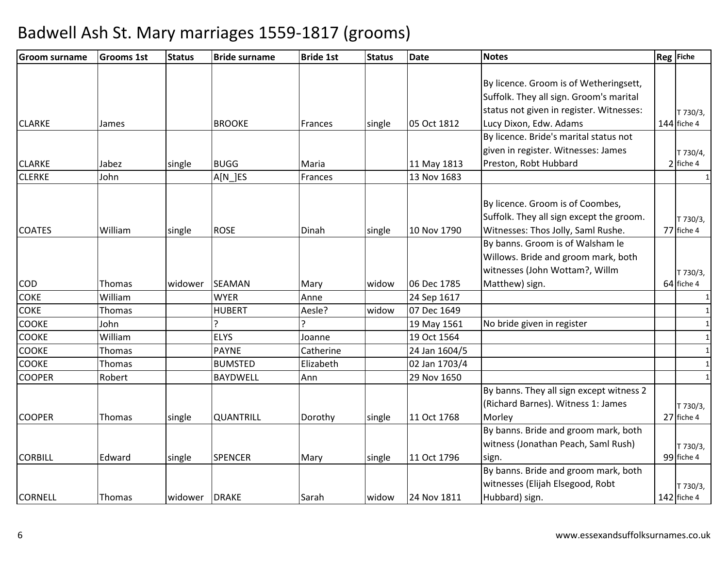# Badwell Ash St. Mary marriages 1559-1817 (grooms)

| Groom surname | Grooms 1st | Status | Bride surname | Bride 1st | Status | Date | Notes | Reg | Fiche |
|---|---|---|---|---|---|---|---|---|---|
| CLARKE | James | | BROOKE | Frances | single | 05 Oct 1812 | By licence. Groom is of Wetheringsett, Suffolk. They all sign. Groom's marital status not given in register. Witnesses: Lucy Dixon, Edw. Adams | 144 | T 730/3, fiche 4 |
| CLARKE | Jabez | single | BUGG | Maria | | 11 May 1813 | By licence. Bride's marital status not given in register. Witnesses: James Preston, Robt Hubbard | 2 | T 730/4, fiche 4 |
| CLERKE | John | | A[N_]ES | Frances | | 13 Nov 1683 | | | 1 |
| COATES | William | single | ROSE | Dinah | single | 10 Nov 1790 | By licence. Groom is of Coombes, Suffolk. They all sign except the groom. Witnesses: Thos Jolly, Saml Rushe. | 77 | T 730/3, fiche 4 |
| COD | Thomas | widower | SEAMAN | Mary | widow | 06 Dec 1785 | By banns. Groom is of Walsham le Willows. Bride and groom mark, both witnesses (John Wottam?, Willm Matthew) sign. | 64 | T 730/3, fiche 4 |
| COKE | William | | WYER | Anne | | 24 Sep 1617 | | | 1 |
| COKE | Thomas | | HUBERT | Aesle? | widow | 07 Dec 1649 | | | 1 |
| COOKE | John | | ? | ? | | 19 May 1561 | No bride given in register | | 1 |
| COOKE | William | | ELYS | Joanne | | 19 Oct 1564 | | | 1 |
| COOKE | Thomas | | PAYNE | Catherine | | 24 Jan 1604/5 | | | 1 |
| COOKE | Thomas | | BUMSTED | Elizabeth | | 02 Jan 1703/4 | | | 1 |
| COOPER | Robert | | BAYDWELL | Ann | | 29 Nov 1650 | | | 1 |
| COOPER | Thomas | single | QUANTRILL | Dorothy | single | 11 Oct 1768 | By banns. They all sign except witness 2 (Richard Barnes). Witness 1: James Morley | 27 | T 730/3, fiche 4 |
| CORBILL | Edward | single | SPENCER | Mary | single | 11 Oct 1796 | By banns. Bride and groom mark, both witness (Jonathan Peach, Saml Rush) sign. | 99 | T 730/3, fiche 4 |
| CORNELL | Thomas | widower | DRAKE | Sarah | widow | 24 Nov 1811 | By banns. Bride and groom mark, both witnesses (Elijah Elsegood, Robt Hubbard) sign. | 142 | T 730/3, fiche 4 |

www.essexandsuffolksurnames.co.uk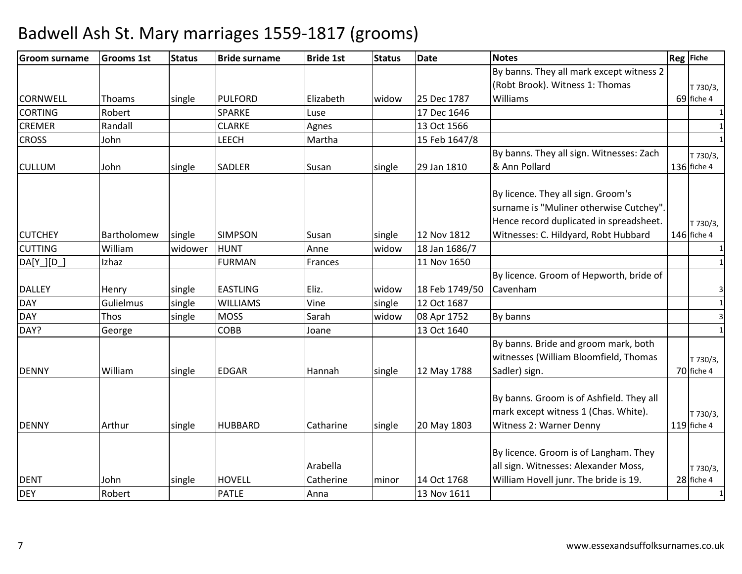# Badwell Ash St. Mary marriages 1559-1817 (grooms)

| Groom surname | Grooms 1st | Status | Bride surname | Bride 1st | Status | Date | Notes | Reg | Fiche |
|---|---|---|---|---|---|---|---|---|---|
| CORNWELL | Thoams | single | PULFORD | Elizabeth | widow | 25 Dec 1787 | By banns. They all mark except witness 2 (Robt Brook). Witness 1: Thomas Williams | 69 | T 730/3, fiche 4 |
| CORTING | Robert | | SPARKE | Luse | | 17 Dec 1646 | | | 1 |
| CREMER | Randall | | CLARKE | Agnes | | 13 Oct 1566 | | | 1 |
| CROSS | John | | LEECH | Martha | | 15 Feb 1647/8 | | | 1 |
| CULLUM | John | single | SADLER | Susan | single | 29 Jan 1810 | By banns. They all sign. Witnesses: Zach & Ann Pollard | 136 | T 730/3, fiche 4 |
| CUTCHEY | Bartholomew | single | SIMPSON | Susan | single | 12 Nov 1812 | By licence. They all sign. Groom's surname is "Muliner otherwise Cutchey". Hence record duplicated in spreadsheet. Witnesses: C. Hildyard, Robt Hubbard | 146 | T 730/3, fiche 4 |
| CUTTING | William | widower | HUNT | Anne | widow | 18 Jan 1686/7 | | | 1 |
| DA[Y_][D_] | Izhaz | | FURMAN | Frances | | 11 Nov 1650 | | | 1 |
| DALLEY | Henry | single | EASTLING | Eliz. | widow | 18 Feb 1749/50 | By licence. Groom of Hepworth, bride of Cavenham | | 3 |
| DAY | Gulielmus | single | WILLIAMS | Vine | single | 12 Oct 1687 | | | 1 |
| DAY | Thos | single | MOSS | Sarah | widow | 08 Apr 1752 | By banns | | 3 |
| DAY? | George | | COBB | Joane | | 13 Oct 1640 | | | 1 |
| DENNY | William | single | EDGAR | Hannah | single | 12 May 1788 | By banns. Bride and groom mark, both witnesses (William Bloomfield, Thomas Sadler) sign. | 70 | T 730/3, fiche 4 |
| DENNY | Arthur | single | HUBBARD | Catharine | single | 20 May 1803 | By banns. Groom is of Ashfield. They all mark except witness 1 (Chas. White). Witness 2: Warner Denny | 119 | T 730/3, fiche 4 |
| DENT | John | single | HOVELL | Arabella Catherine | minor | 14 Oct 1768 | By licence. Groom is of Langham. They all sign. Witnesses: Alexander Moss, William Hovell junr. The bride is 19. | 28 | T 730/3, fiche 4 |
| DEY | Robert | | PATLE | Anna | | 13 Nov 1611 | | | 1 |

www.essexandsuffolksurnames.co.uk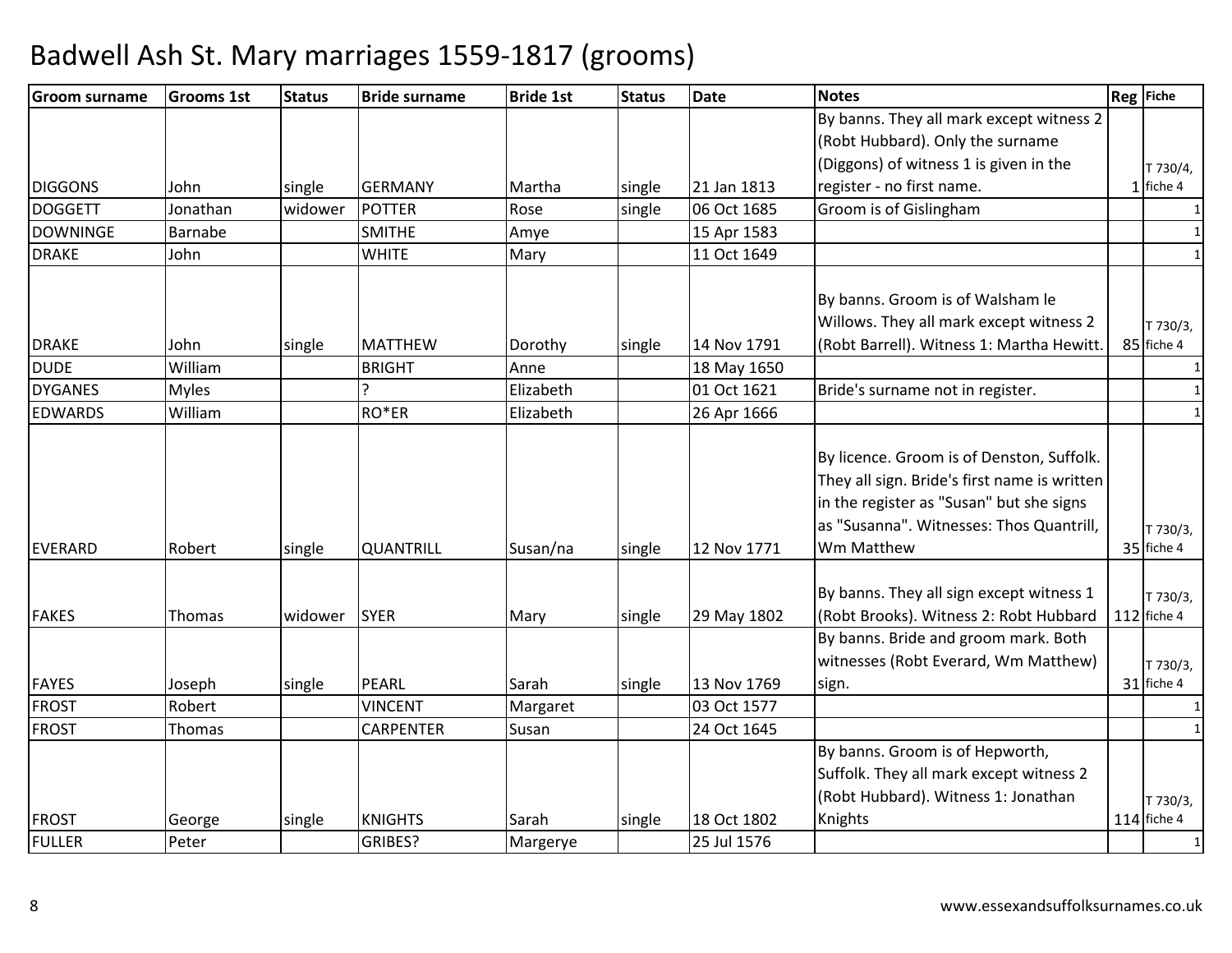# Badwell Ash St. Mary marriages 1559-1817 (grooms)

| Groom surname | Grooms 1st | Status | Bride surname | Bride 1st | Status | Date | Notes | Reg | Fiche |
|---|---|---|---|---|---|---|---|---|---|
| DIGGONS | John | single | GERMANY | Martha | single | 21 Jan 1813 | By banns. They all mark except witness 2 (Robt Hubbard). Only the surname (Diggons) of witness 1 is given in the register - no first name. | 1 | T 730/4, fiche 4 |
| DOGGETT | Jonathan | widower | POTTER | Rose | single | 06 Oct 1685 | Groom is of Gislingham | | 1 |
| DOWNINGE | Barnabe | | SMITHE | Amye | | 15 Apr 1583 | | | 1 |
| DRAKE | John | | WHITE | Mary | | 11 Oct 1649 | | | 1 |
| DRAKE | John | single | MATTHEW | Dorothy | single | 14 Nov 1791 | By banns. Groom is of Walsham le Willows. They all mark except witness 2 (Robt Barrell). Witness 1: Martha Hewitt. | 85 | T 730/3, fiche 4 |
| DUDE | William | | BRIGHT | Anne | | 18 May 1650 | | | 1 |
| DYGANES | Myles | | ? | Elizabeth | | 01 Oct 1621 | Bride's surname not in register. | | 1 |
| EDWARDS | William | | RO*ER | Elizabeth | | 26 Apr 1666 | | | 1 |
| EVERARD | Robert | single | QUANTRILL | Susan/na | single | 12 Nov 1771 | By licence. Groom is of Denston, Suffolk. They all sign. Bride's first name is written in the register as "Susan" but she signs as "Susanna". Witnesses: Thos Quantrill, Wm Matthew | 35 | T 730/3, fiche 4 |
| FAKES | Thomas | widower | SYER | Mary | single | 29 May 1802 | By banns. They all sign except witness 1 (Robt Brooks). Witness 2: Robt Hubbard | 112 | T 730/3, fiche 4 |
| FAYES | Joseph | single | PEARL | Sarah | single | 13 Nov 1769 | By banns. Bride and groom mark. Both witnesses (Robt Everard, Wm Matthew) sign. | 31 | T 730/3, fiche 4 |
| FROST | Robert | | VINCENT | Margaret | | 03 Oct 1577 | | | 1 |
| FROST | Thomas | | CARPENTER | Susan | | 24 Oct 1645 | | | 1 |
| FROST | George | single | KNIGHTS | Sarah | single | 18 Oct 1802 | By banns. Groom is of Hepworth, Suffolk. They all mark except witness 2 (Robt Hubbard). Witness 1: Jonathan Knights | 114 | T 730/3, fiche 4 |
| FULLER | Peter | | GRIBES? | Margerye | | 25 Jul 1576 | | | 1 |

www.essexandsuffolksurnames.co.uk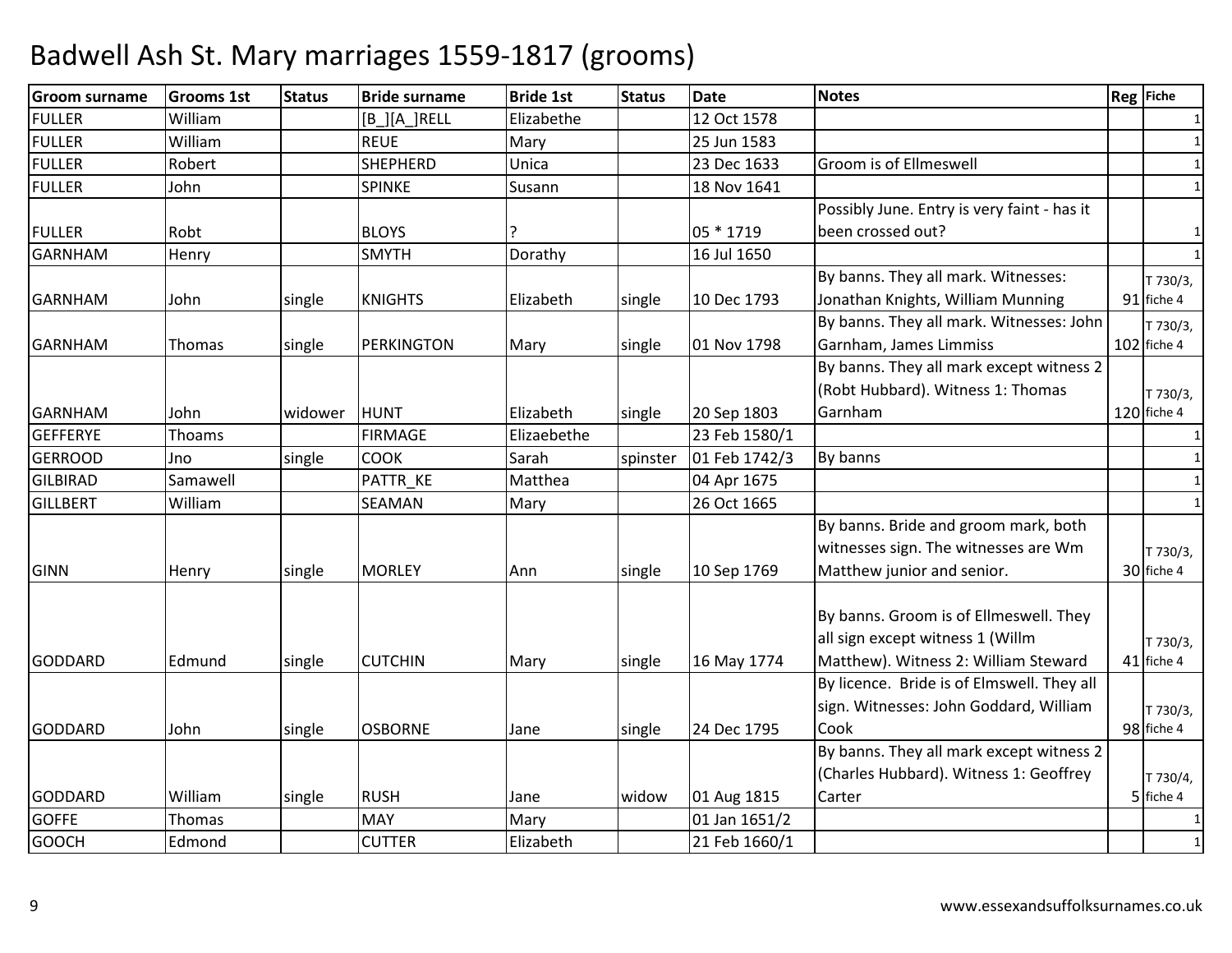# Badwell Ash St. Mary marriages 1559-1817 (grooms)

| Groom surname | Grooms 1st | Status | Bride surname | Bride 1st | Status | Date | Notes | Reg | Fiche |
|---|---|---|---|---|---|---|---|---|---|
| FULLER | William | | [B_][A_]RELL | Elizabethe | | 12 Oct 1578 | | | 1 |
| FULLER | William | | REUE | Mary | | 25 Jun 1583 | | | 1 |
| FULLER | Robert | | SHEPHERD | Unica | | 23 Dec 1633 | Groom is of Ellmeswell | | 1 |
| FULLER | John | | SPINKE | Susann | | 18 Nov 1641 | | | 1 |
| FULLER | Robt | | BLOYS | ? | | 05 * 1719 | Possibly June. Entry is very faint - has it been crossed out? | | 1 |
| GARNHAM | Henry | | SMYTH | Dorathy | | 16 Jul 1650 | | | 1 |
| GARNHAM | John | single | KNIGHTS | Elizabeth | single | 10 Dec 1793 | By banns. They all mark. Witnesses: Jonathan Knights, William Munning | 91 | T 730/3, fiche 4 |
| GARNHAM | Thomas | single | PERKINGTON | Mary | single | 01 Nov 1798 | By banns. They all mark. Witnesses: John Garnham, James Limmiss | 102 | T 730/3, fiche 4 |
| GARNHAM | John | widower | HUNT | Elizabeth | single | 20 Sep 1803 | By banns. They all mark except witness 2 (Robt Hubbard). Witness 1: Thomas Garnham | 120 | T 730/3, fiche 4 |
| GEFFERYE | Thoams | | FIRMAGE | Elizaebethe | | 23 Feb 1580/1 | | | 1 |
| GERROOD | Jno | single | COOK | Sarah | spinster | 01 Feb 1742/3 | By banns | | 1 |
| GILBIRAD | Samawell | | PATTR_KE | Matthea | | 04 Apr 1675 | | | 1 |
| GILLBERT | William | | SEAMAN | Mary | | 26 Oct 1665 | | | 1 |
| GINN | Henry | single | MORLEY | Ann | single | 10 Sep 1769 | By banns. Bride and groom mark, both witnesses sign. The witnesses are Wm Matthew junior and senior. | 30 | T 730/3, fiche 4 |
| GODDARD | Edmund | single | CUTCHIN | Mary | single | 16 May 1774 | By banns. Groom is of Ellmeswell. They all sign except witness 1 (Willm Matthew). Witness 2: William Steward | 41 | T 730/3, fiche 4 |
| GODDARD | John | single | OSBORNE | Jane | single | 24 Dec 1795 | By licence. Bride is of Elmswell. They all sign. Witnesses: John Goddard, William Cook | 98 | T 730/3, fiche 4 |
| GODDARD | William | single | RUSH | Jane | widow | 01 Aug 1815 | By banns. They all mark except witness 2 (Charles Hubbard). Witness 1: Geoffrey Carter | 5 | T 730/4, fiche 4 |
| GOFFE | Thomas | | MAY | Mary | | 01 Jan 1651/2 | | | 1 |
| GOOCH | Edmond | | CUTTER | Elizabeth | | 21 Feb 1660/1 | | | 1 |

www.essexandsuffolksurnames.co.uk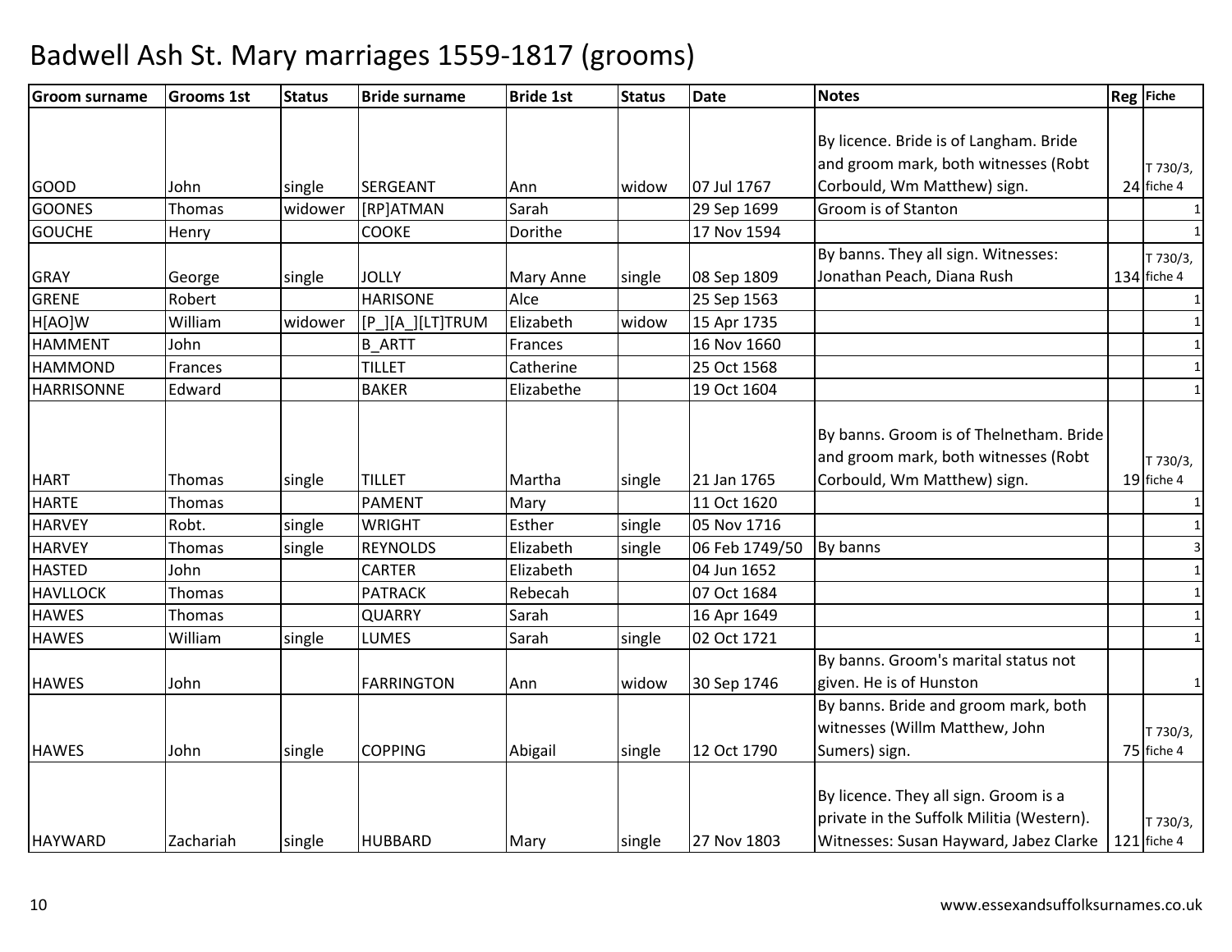# Badwell Ash St. Mary marriages 1559-1817 (grooms)

| Groom surname | Grooms 1st | Status | Bride surname | Bride 1st | Status | Date | Notes | Reg | Fiche |
|---|---|---|---|---|---|---|---|---|---|
| GOOD | John | single | SERGEANT | Ann | widow | 07 Jul 1767 | By licence. Bride is of Langham. Bride and groom mark, both witnesses (Robt Corbould, Wm Matthew) sign. | 24 | T 730/3, fiche 4 |
| GOONES | Thomas | widower | [RP]ATMAN | Sarah | | 29 Sep 1699 | Groom is of Stanton | | 1 |
| GOUCHE | Henry | | COOKE | Dorithe | | 17 Nov 1594 | | | 1 |
| GRAY | George | single | JOLLY | Mary Anne | single | 08 Sep 1809 | By banns. They all sign. Witnesses: Jonathan Peach, Diana Rush | 134 | T 730/3, fiche 4 |
| GRENE | Robert | | HARISONE | Alce | | 25 Sep 1563 | | | 1 |
| H[AO]W | William | widower | [P_][A_][LT]TRUM | Elizabeth | widow | 15 Apr 1735 | | | 1 |
| HAMMENT | John | | B_ARTT | Frances | | 16 Nov 1660 | | | 1 |
| HAMMOND | Frances | | TILLET | Catherine | | 25 Oct 1568 | | | 1 |
| HARRISONNE | Edward | | BAKER | Elizabethe | | 19 Oct 1604 | | | 1 |
| HART | Thomas | single | TILLET | Martha | single | 21 Jan 1765 | By banns. Groom is of Thelnetham. Bride and groom mark, both witnesses (Robt Corbould, Wm Matthew) sign. | 19 | T 730/3, fiche 4 |
| HARTE | Thomas | | PAMENT | Mary | | 11 Oct 1620 | | | 1 |
| HARVEY | Robt. | single | WRIGHT | Esther | single | 05 Nov 1716 | | | 1 |
| HARVEY | Thomas | single | REYNOLDS | Elizabeth | single | 06 Feb 1749/50 | By banns | | 3 |
| HASTED | John | | CARTER | Elizabeth | | 04 Jun 1652 | | | 1 |
| HAVLLOCK | Thomas | | PATRACK | Rebecah | | 07 Oct 1684 | | | 1 |
| HAWES | Thomas | | QUARRY | Sarah | | 16 Apr 1649 | | | 1 |
| HAWES | William | single | LUMES | Sarah | single | 02 Oct 1721 | | | 1 |
| HAWES | John | | FARRINGTON | Ann | widow | 30 Sep 1746 | By banns. Groom's marital status not given. He is of Hunston | | 1 |
| HAWES | John | single | COPPING | Abigail | single | 12 Oct 1790 | By banns. Bride and groom mark, both witnesses (Willm Matthew, John Sumers) sign. | 75 | T 730/3, fiche 4 |
| HAYWARD | Zachariah | single | HUBBARD | Mary | single | 27 Nov 1803 | By licence. They all sign. Groom is a private in the Suffolk Militia (Western). Witnesses: Susan Hayward, Jabez Clarke | 121 | T 730/3, fiche 4 |

www.essexandsuffolksurnames.co.uk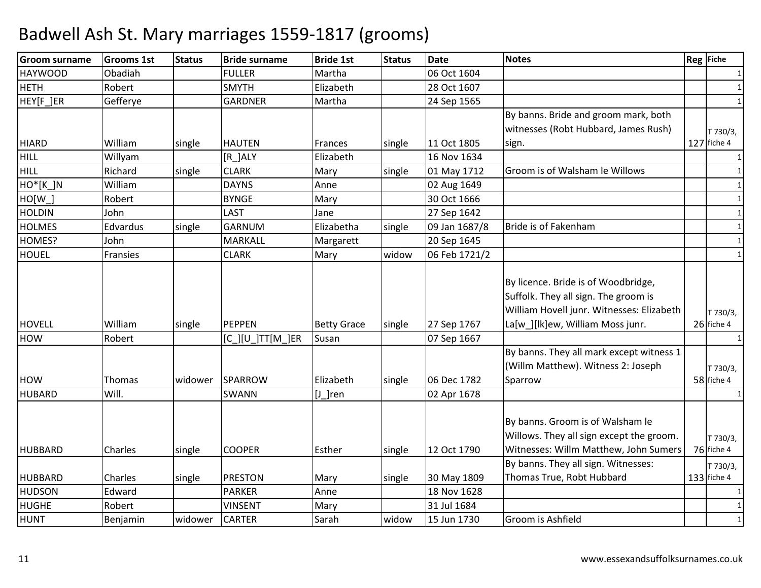# Badwell Ash St. Mary marriages 1559-1817 (grooms)

| Groom surname | Grooms 1st | Status | Bride surname | Bride 1st | Status | Date | Notes | Reg | Fiche |
|---|---|---|---|---|---|---|---|---|---|
| HAYWOOD | Obadiah | | FULLER | Martha | | 06 Oct 1604 | | | 1 |
| HETH | Robert | | SMYTH | Elizabeth | | 28 Oct 1607 | | | 1 |
| HEY[F_]ER | Gefferye | | GARDNER | Martha | | 24 Sep 1565 | | | 1 |
| HIARD | William | single | HAUTEN | Frances | single | 11 Oct 1805 | By banns. Bride and groom mark, both witnesses (Robt Hubbard, James Rush) sign. | 127 | T 730/3, fiche 4 |
| HILL | Willyam | | [R_]ALY | Elizabeth | | 16 Nov 1634 | | | 1 |
| HILL | Richard | single | CLARK | Mary | single | 01 May 1712 | Groom is of Walsham le Willows | | 1 |
| HO*[K_]N | William | | DAYNS | Anne | | 02 Aug 1649 | | | 1 |
| HO[W_] | Robert | | BYNGE | Mary | | 30 Oct 1666 | | | 1 |
| HOLDIN | John | | LAST | Jane | | 27 Sep 1642 | | | 1 |
| HOLMES | Edvardus | single | GARNUM | Elizabetha | single | 09 Jan 1687/8 | Bride is of Fakenham | | 1 |
| HOMES? | John | | MARKALL | Margarett | | 20 Sep 1645 | | | 1 |
| HOUEL | Fransies | | CLARK | Mary | widow | 06 Feb 1721/2 | | | 1 |
| HOVELL | William | single | PEPPEN | Betty Grace | single | 27 Sep 1767 | By licence. Bride is of Woodbridge, Suffolk. They all sign. The groom is William Hovell junr. Witnesses: Elizabeth La[w_][lk]ew, William Moss junr. | 26 | T 730/3, fiche 4 |
| HOW | Robert | | [C_][U_]TT[M_]ER | Susan | | 07 Sep 1667 | | | 1 |
| HOW | Thomas | widower | SPARROW | Elizabeth | single | 06 Dec 1782 | By banns. They all mark except witness 1 (Willm Matthew). Witness 2: Joseph Sparrow | 58 | T 730/3, fiche 4 |
| HUBARD | Will. | | SWANN | [J_]ren | | 02 Apr 1678 | | | 1 |
| HUBBARD | Charles | single | COOPER | Esther | single | 12 Oct 1790 | By banns. Groom is of Walsham le Willows. They all sign except the groom. Witnesses: Willm Matthew, John Sumers | 76 | T 730/3, fiche 4 |
| HUBBARD | Charles | single | PRESTON | Mary | single | 30 May 1809 | By banns. They all sign. Witnesses: Thomas True, Robt Hubbard | 133 | T 730/3, fiche 4 |
| HUDSON | Edward | | PARKER | Anne | | 18 Nov 1628 | | | 1 |
| HUGHE | Robert | | VINSENT | Mary | | 31 Jul 1684 | | | 1 |
| HUNT | Benjamin | widower | CARTER | Sarah | widow | 15 Jun 1730 | Groom is Ashfield | | 1 |

www.essexandsuffolksurnames.co.uk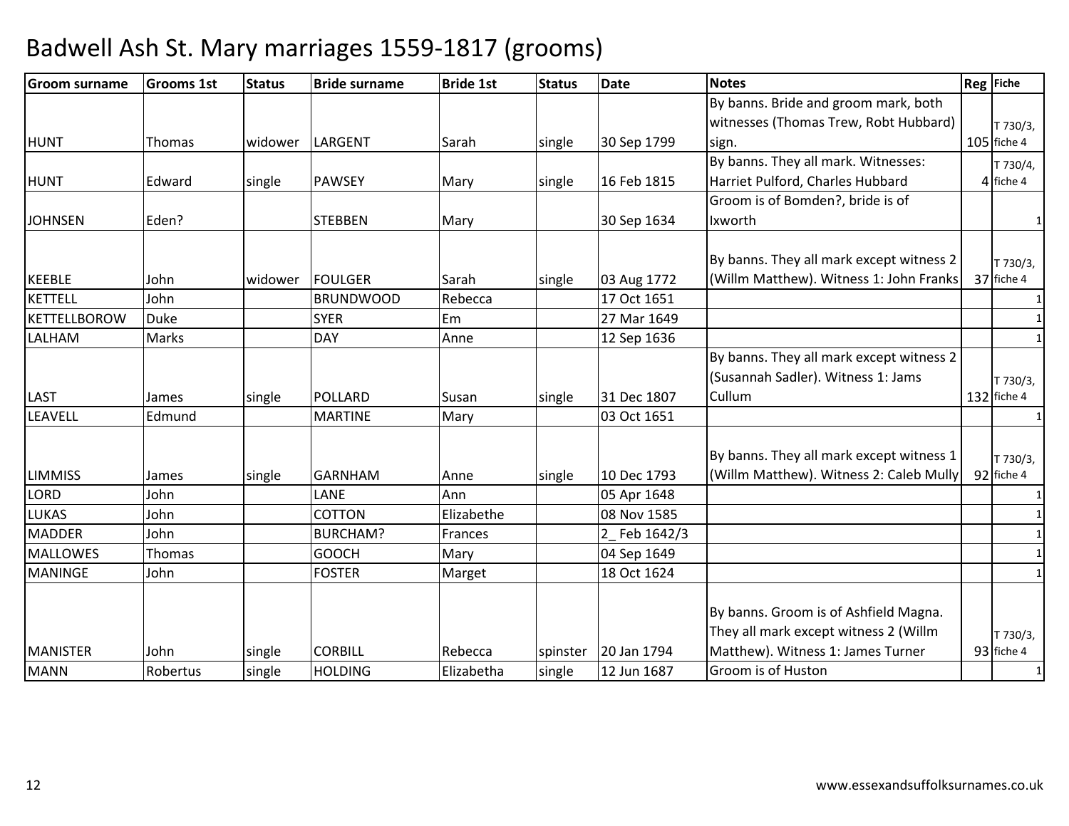# Badwell Ash St. Mary marriages 1559-1817 (grooms)

| Groom surname | Grooms 1st | Status | Bride surname | Bride 1st | Status | Date | Notes | Reg | Fiche |
|---|---|---|---|---|---|---|---|---|---|
| HUNT | Thomas | widower | LARGENT | Sarah | single | 30 Sep 1799 | By banns. Bride and groom mark, both witnesses (Thomas Trew, Robt Hubbard) sign. | 105 | T 730/3, fiche 4 |
| HUNT | Edward | single | PAWSEY | Mary | single | 16 Feb 1815 | By banns. They all mark. Witnesses: Harriet Pulford, Charles Hubbard | 4 | T 730/4, fiche 4 |
| JOHNSEN | Eden? | | STEBBEN | Mary | | 30 Sep 1634 | Groom is of Bomden?, bride is of Ixworth | | 1 |
| KEEBLE | John | widower | FOULGER | Sarah | single | 03 Aug 1772 | By banns. They all mark except witness 2 (Willm Matthew). Witness 1: John Franks | 37 | T 730/3, fiche 4 |
| KETTELL | John | | BRUNDWOOD | Rebecca | | 17 Oct 1651 | | | 1 |
| KETTELLBOROW | Duke | | SYER | Em | | 27 Mar 1649 | | | 1 |
| LALHAM | Marks | | DAY | Anne | | 12 Sep 1636 | | | 1 |
| LAST | James | single | POLLARD | Susan | single | 31 Dec 1807 | By banns. They all mark except witness 2 (Susannah Sadler). Witness 1: Jams Cullum | 132 | T 730/3, fiche 4 |
| LEAVELL | Edmund | | MARTINE | Mary | | 03 Oct 1651 | | | 1 |
| LIMMISS | James | single | GARNHAM | Anne | single | 10 Dec 1793 | By banns. They all mark except witness 1 (Willm Matthew). Witness 2: Caleb Mully | 92 | T 730/3, fiche 4 |
| LORD | John | | LANE | Ann | | 05 Apr 1648 | | | 1 |
| LUKAS | John | | COTTON | Elizabethe | | 08 Nov 1585 | | | 1 |
| MADDER | John | | BURCHAM? | Frances | | 2_ Feb 1642/3 | | | 1 |
| MALLOWES | Thomas | | GOOCH | Mary | | 04 Sep 1649 | | | 1 |
| MANINGE | John | | FOSTER | Marget | | 18 Oct 1624 | | | 1 |
| MANISTER | John | single | CORBILL | Rebecca | spinster | 20 Jan 1794 | By banns. Groom is of Ashfield Magna. They all mark except witness 2 (Willm Matthew). Witness 1: James Turner | 93 | T 730/3, fiche 4 |
| MANN | Robertus | single | HOLDING | Elizabetha | single | 12 Jun 1687 | Groom is of Huston | | 1 |

www.essexandsuffolksurnames.co.uk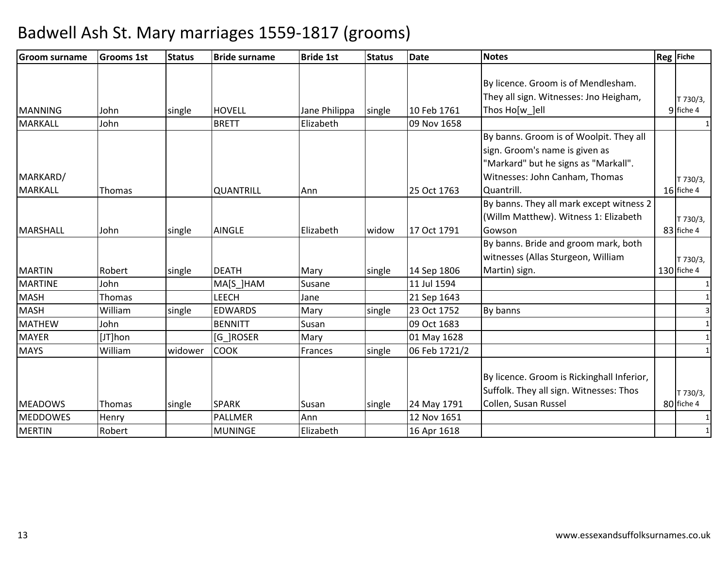# Badwell Ash St. Mary marriages 1559-1817 (grooms)

| Groom surname | Grooms 1st | Status | Bride surname | Bride 1st | Status | Date | Notes | Reg | Fiche |
|---|---|---|---|---|---|---|---|---|---|
| MANNING | John | single | HOVELL | Jane Philippa | single | 10 Feb 1761 | By licence. Groom is of Mendlesham. They all sign. Witnesses: Jno Heigham, Thos Ho[w_]ell | 9 | T 730/3, fiche 4 |
| MARKALL | John | | BRETT | Elizabeth | | 09 Nov 1658 | | | 1 |
| MARKARD/ MARKALL | Thomas | | QUANTRILL | Ann | | 25 Oct 1763 | By banns. Groom is of Woolpit. They all sign. Groom's name is given as "Markard" but he signs as "Markall". Witnesses: John Canham, Thomas Quantrill. | 16 | T 730/3, fiche 4 |
| MARSHALL | John | single | AINGLE | Elizabeth | widow | 17 Oct 1791 | By banns. They all mark except witness 2 (Willm Matthew). Witness 1: Elizabeth Gowson | 83 | T 730/3, fiche 4 |
| MARTIN | Robert | single | DEATH | Mary | single | 14 Sep 1806 | By banns. Bride and groom mark, both witnesses (Allas Sturgeon, William Martin) sign. | 130 | T 730/3, fiche 4 |
| MARTINE | John | | MA[S_]HAM | Susane | | 11 Jul 1594 | | | 1 |
| MASH | Thomas | | LEECH | Jane | | 21 Sep 1643 | | | 1 |
| MASH | William | single | EDWARDS | Mary | single | 23 Oct 1752 | By banns | | 3 |
| MATHEW | John | | BENNITT | Susan | | 09 Oct 1683 | | | 1 |
| MAYER | [JT]hon | | [G_]ROSER | Mary | | 01 May 1628 | | | 1 |
| MAYS | William | widower | COOK | Frances | single | 06 Feb 1721/2 | | | 1 |
| MEADOWS | Thomas | single | SPARK | Susan | single | 24 May 1791 | By licence. Groom is Rickinghall Inferior, Suffolk. They all sign. Witnesses: Thos Collen, Susan Russel | 80 | T 730/3, fiche 4 |
| MEDDOWES | Henry | | PALLMER | Ann | | 12 Nov 1651 | | | 1 |
| MERTIN | Robert | | MUNINGE | Elizabeth | | 16 Apr 1618 | | | 1 |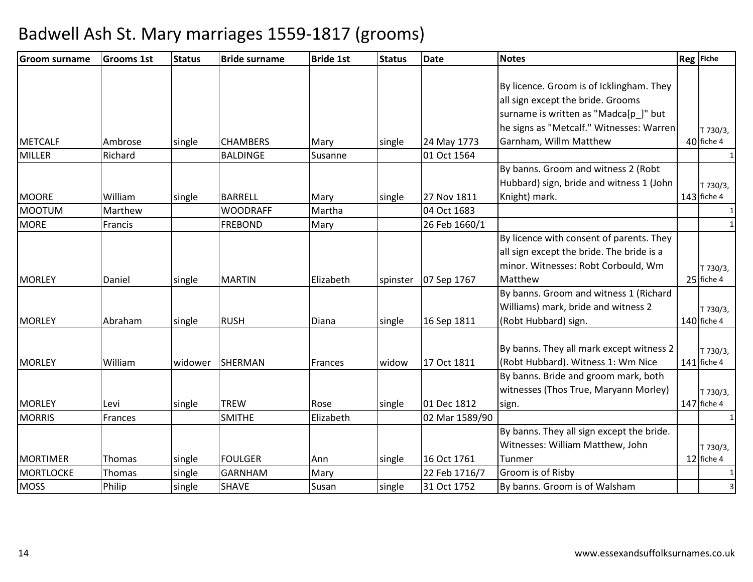# Badwell Ash St. Mary marriages 1559-1817 (grooms)

| Groom surname | Grooms 1st | Status | Bride surname | Bride 1st | Status | Date | Notes | Reg | Fiche |
|---|---|---|---|---|---|---|---|---|---|
| METCALF | Ambrose | single | CHAMBERS | Mary | single | 24 May 1773 | By licence. Groom is of Icklingham. They all sign except the bride. Grooms surname is written as "Madca[p_]" but he signs as "Metcalf." Witnesses: Warren Garnham, Willm Matthew | 40 | T 730/3, fiche 4 |
| MILLER | Richard | | BALDINGE | Susanne | | 01 Oct 1564 | | | 1 |
| MOORE | William | single | BARRELL | Mary | single | 27 Nov 1811 | By banns. Groom and witness 2 (Robt Hubbard) sign, bride and witness 1 (John Knight) mark. | 143 | T 730/3, fiche 4 |
| MOOTUM | Marthew | | WOODRAFF | Martha | | 04 Oct 1683 | | | 1 |
| MORE | Francis | | FREBOND | Mary | | 26 Feb 1660/1 | | | 1 |
| MORLEY | Daniel | single | MARTIN | Elizabeth | spinster | 07 Sep 1767 | By licence with consent of parents. They all sign except the bride. The bride is a minor. Witnesses: Robt Corbould, Wm Matthew | 25 | T 730/3, fiche 4 |
| MORLEY | Abraham | single | RUSH | Diana | single | 16 Sep 1811 | By banns. Groom and witness 1 (Richard Williams) mark, bride and witness 2 (Robt Hubbard) sign. | 140 | T 730/3, fiche 4 |
| MORLEY | William | widower | SHERMAN | Frances | widow | 17 Oct 1811 | By banns. They all mark except witness 2 (Robt Hubbard). Witness 1: Wm Nice | 141 | T 730/3, fiche 4 |
| MORLEY | Levi | single | TREW | Rose | single | 01 Dec 1812 | By banns. Bride and groom mark, both witnesses (Thos True, Maryann Morley) sign. | 147 | T 730/3, fiche 4 |
| MORRIS | Frances | | SMITHE | Elizabeth | | 02 Mar 1589/90 | | | 1 |
| MORTIMER | Thomas | single | FOULGER | Ann | single | 16 Oct 1761 | By banns. They all sign except the bride. Witnesses: William Matthew, John Tunmer | 12 | T 730/3, fiche 4 |
| MORTLOCKE | Thomas | single | GARNHAM | Mary | | 22 Feb 1716/7 | Groom is of Risby | | 1 |
| MOSS | Philip | single | SHAVE | Susan | single | 31 Oct 1752 | By banns. Groom is of Walsham | | 3 |

www.essexandsuffolksurnames.co.uk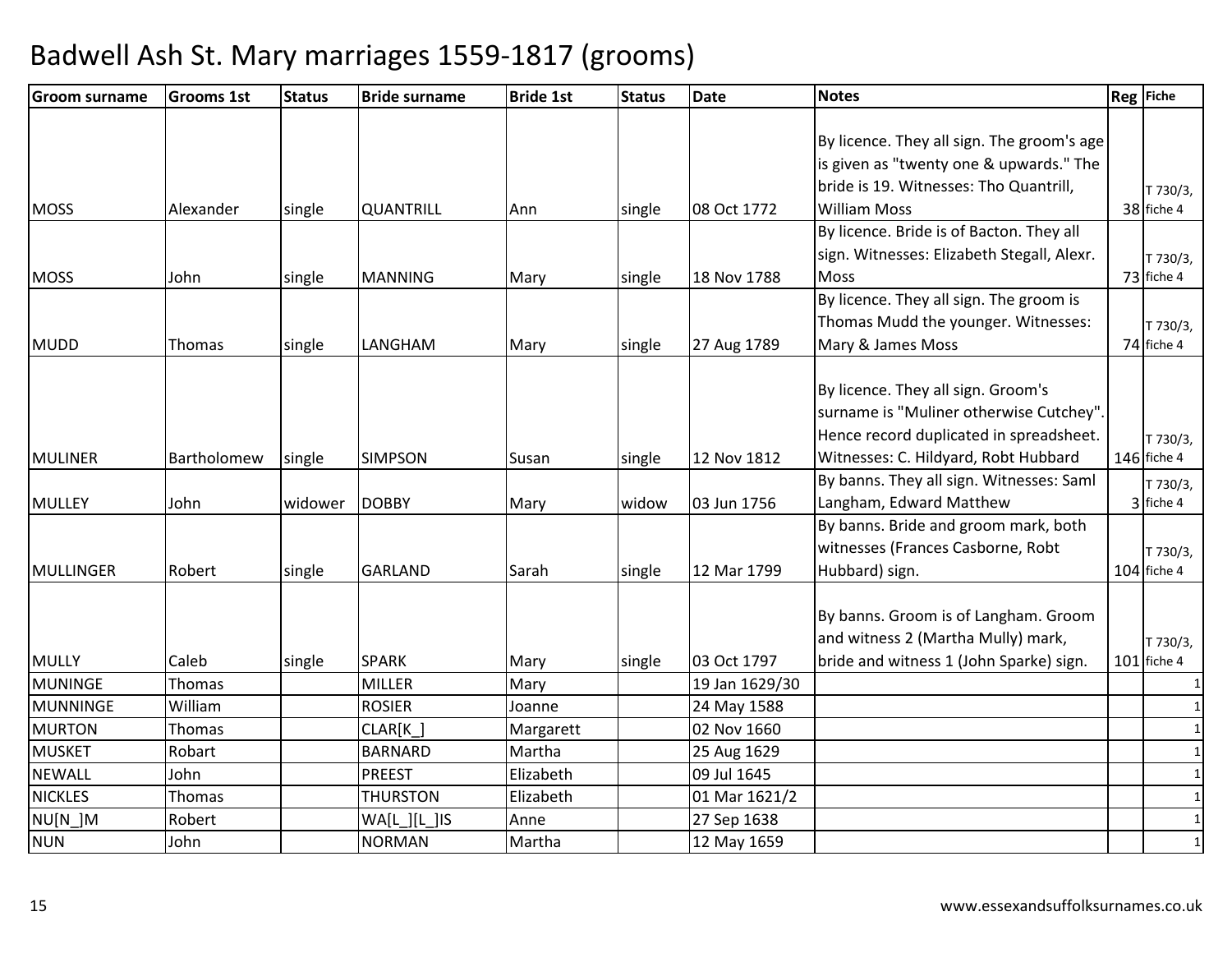# Badwell Ash St. Mary marriages 1559-1817 (grooms)

| Groom surname | Grooms 1st | Status | Bride surname | Bride 1st | Status | Date | Notes | Reg | Fiche |
|---|---|---|---|---|---|---|---|---|---|
| MOSS | Alexander | single | QUANTRILL | Ann | single | 08 Oct 1772 | By licence. They all sign. The groom's age is given as "twenty one & upwards." The bride is 19. Witnesses: Tho Quantrill, William Moss | 38 | T 730/3, fiche 4 |
| MOSS | John | single | MANNING | Mary | single | 18 Nov 1788 | By licence. Bride is of Bacton. They all sign. Witnesses: Elizabeth Stegall, Alexr. Moss | 73 | T 730/3, fiche 4 |
| MUDD | Thomas | single | LANGHAM | Mary | single | 27 Aug 1789 | By licence. They all sign. The groom is Thomas Mudd the younger. Witnesses: Mary & James Moss | 74 | T 730/3, fiche 4 |
| MULINER | Bartholomew | single | SIMPSON | Susan | single | 12 Nov 1812 | By licence. They all sign. Groom's surname is "Muliner otherwise Cutchey". Hence record duplicated in spreadsheet. Witnesses: C. Hildyard, Robt Hubbard | 146 | T 730/3, fiche 4 |
| MULLEY | John | widower | DOBBY | Mary | widow | 03 Jun 1756 | By banns. They all sign. Witnesses: Saml Langham, Edward Matthew | 3 | T 730/3, fiche 4 |
| MULLINGER | Robert | single | GARLAND | Sarah | single | 12 Mar 1799 | By banns. Bride and groom mark, both witnesses (Frances Casborne, Robt Hubbard) sign. | 104 | T 730/3, fiche 4 |
| MULLY | Caleb | single | SPARK | Mary | single | 03 Oct 1797 | By banns. Groom is of Langham. Groom and witness 2 (Martha Mully) mark, bride and witness 1 (John Sparke) sign. | 101 | T 730/3, fiche 4 |
| MUNINGE | Thomas | | MILLER | Mary | | 19 Jan 1629/30 | | | 1 |
| MUNNINGE | William | | ROSIER | Joanne | | 24 May 1588 | | | 1 |
| MURTON | Thomas | | CLAR[K_] | Margarett | | 02 Nov 1660 | | | 1 |
| MUSKET | Robart | | BARNARD | Martha | | 25 Aug 1629 | | | 1 |
| NEWALL | John | | PREEST | Elizabeth | | 09 Jul 1645 | | | 1 |
| NICKLES | Thomas | | THURSTON | Elizabeth | | 01 Mar 1621/2 | | | 1 |
| NU[N_]M | Robert | | WA[L_][L_]IS | Anne | | 27 Sep 1638 | | | 1 |
| NUN | John | | NORMAN | Martha | | 12 May 1659 | | | 1 |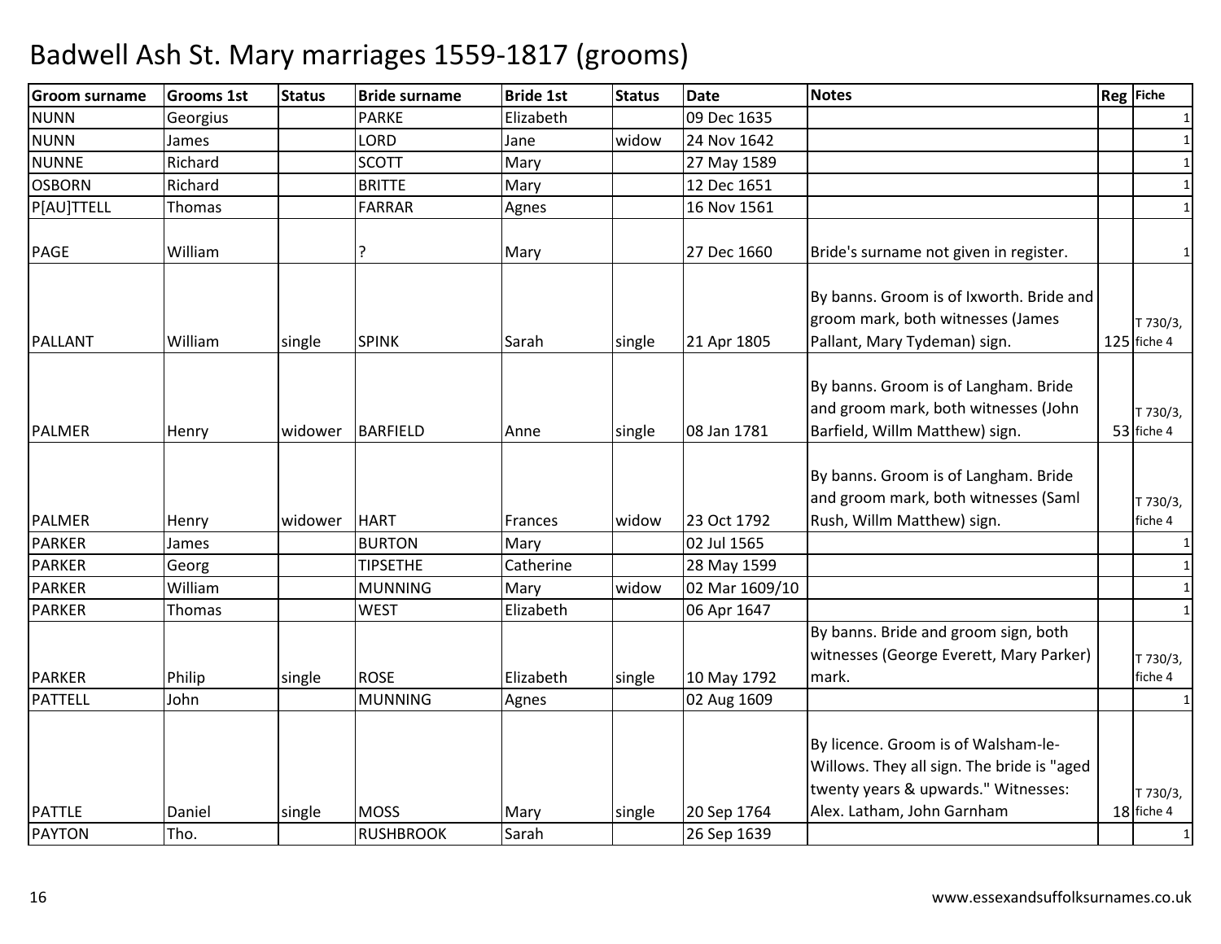# Badwell Ash St. Mary marriages 1559-1817 (grooms)

| Groom surname | Grooms 1st | Status | Bride surname | Bride 1st | Status | Date | Notes | Reg | Fiche |
|---|---|---|---|---|---|---|---|---|---|
| NUNN | Georgius | | PARKE | Elizabeth | | 09 Dec 1635 | | | 1 |
| NUNN | James | | LORD | Jane | widow | 24 Nov 1642 | | | 1 |
| NUNNE | Richard | | SCOTT | Mary | | 27 May 1589 | | | 1 |
| OSBORN | Richard | | BRITTE | Mary | | 12 Dec 1651 | | | 1 |
| P[AU]TTELL | Thomas | | FARRAR | Agnes | | 16 Nov 1561 | | | 1 |
| PAGE | William | | ? | Mary | | 27 Dec 1660 | Bride's surname not given in register. | | 1 |
| PALLANT | William | single | SPINK | Sarah | single | 21 Apr 1805 | By banns. Groom is of Ixworth. Bride and groom mark, both witnesses (James Pallant, Mary Tydeman) sign. | 125 | T 730/3, fiche 4 |
| PALMER | Henry | widower | BARFIELD | Anne | single | 08 Jan 1781 | By banns. Groom is of Langham. Bride and groom mark, both witnesses (John Barfield, Willm Matthew) sign. | 53 | T 730/3, fiche 4 |
| PALMER | Henry | widower | HART | Frances | widow | 23 Oct 1792 | By banns. Groom is of Langham. Bride and groom mark, both witnesses (Saml Rush, Willm Matthew) sign. | | T 730/3, fiche 4 |
| PARKER | James | | BURTON | Mary | | 02 Jul 1565 | | | 1 |
| PARKER | Georg | | TIPSETHE | Catherine | | 28 May 1599 | | | 1 |
| PARKER | William | | MUNNING | Mary | widow | 02 Mar 1609/10 | | | 1 |
| PARKER | Thomas | | WEST | Elizabeth | | 06 Apr 1647 | | | 1 |
| PARKER | Philip | single | ROSE | Elizabeth | single | 10 May 1792 | By banns. Bride and groom sign, both witnesses (George Everett, Mary Parker) mark. | | T 730/3, fiche 4 |
| PATTELL | John | | MUNNING | Agnes | | 02 Aug 1609 | | | 1 |
| PATTLE | Daniel | single | MOSS | Mary | single | 20 Sep 1764 | By licence. Groom is of Walsham-le-Willows. They all sign. The bride is "aged twenty years & upwards." Witnesses: Alex. Latham, John Garnham | 18 | T 730/3, fiche 4 |
| PAYTON | Tho. | | RUSHBROOK | Sarah | | 26 Sep 1639 | | | 1 |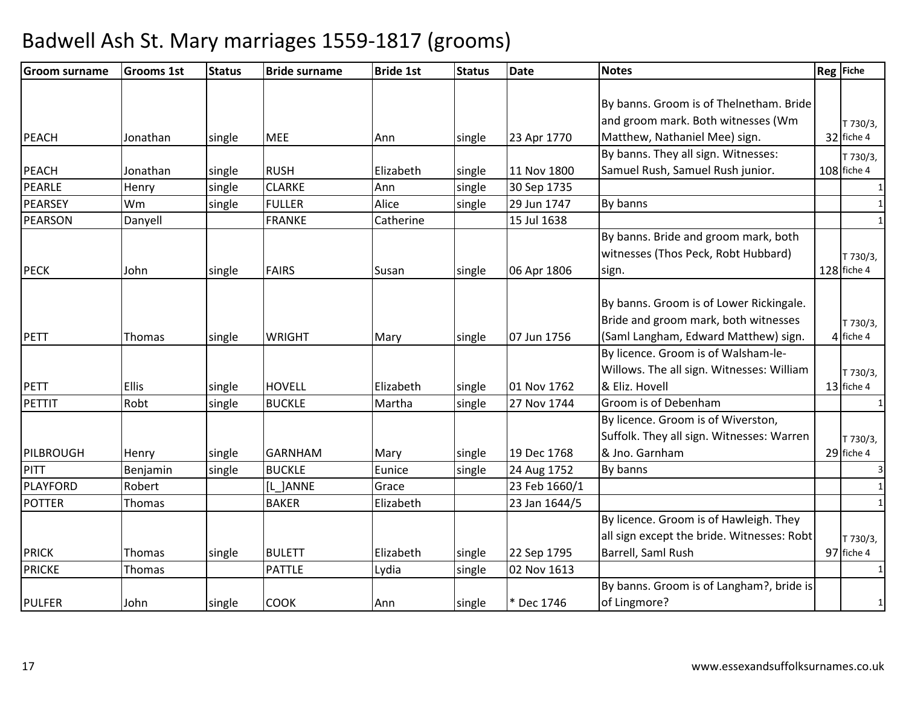# Badwell Ash St. Mary marriages 1559-1817 (grooms)

| Groom surname | Grooms 1st | Status | Bride surname | Bride 1st | Status | Date | Notes | Reg | Fiche |
|---|---|---|---|---|---|---|---|---|---|
| PEACH | Jonathan | single | MEE | Ann | single | 23 Apr 1770 | By banns. Groom is of Thelnetham. Bride and groom mark. Both witnesses (Wm Matthew, Nathaniel Mee) sign. | 32 | T 730/3, fiche 4 |
| PEACH | Jonathan | single | RUSH | Elizabeth | single | 11 Nov 1800 | By banns. They all sign. Witnesses: Samuel Rush, Samuel Rush junior. | 108 | T 730/3, fiche 4 |
| PEARLE | Henry | single | CLARKE | Ann | single | 30 Sep 1735 | | | 1 |
| PEARSEY | Wm | single | FULLER | Alice | single | 29 Jun 1747 | By banns | | 1 |
| PEARSON | Danyell | | FRANKE | Catherine | | 15 Jul 1638 | | | 1 |
| PECK | John | single | FAIRS | Susan | single | 06 Apr 1806 | By banns. Bride and groom mark, both witnesses (Thos Peck, Robt Hubbard) sign. | 128 | T 730/3, fiche 4 |
| PETT | Thomas | single | WRIGHT | Mary | single | 07 Jun 1756 | By banns. Groom is of Lower Rickingale. Bride and groom mark, both witnesses (Saml Langham, Edward Matthew) sign. | 4 | T 730/3, fiche 4 |
| PETT | Ellis | single | HOVELL | Elizabeth | single | 01 Nov 1762 | By licence. Groom is of Walsham-le-Willows. The all sign. Witnesses: William & Eliz. Hovell | 13 | T 730/3, fiche 4 |
| PETTIT | Robt | single | BUCKLE | Martha | single | 27 Nov 1744 | Groom is of Debenham | | 1 |
| PILBROUGH | Henry | single | GARNHAM | Mary | single | 19 Dec 1768 | By licence. Groom is of Wiverston, Suffolk. They all sign. Witnesses: Warren & Jno. Garnham | 29 | T 730/3, fiche 4 |
| PITT | Benjamin | single | BUCKLE | Eunice | single | 24 Aug 1752 | By banns | | 3 |
| PLAYFORD | Robert | | [L_]ANNE | Grace | | 23 Feb 1660/1 | | | 1 |
| POTTER | Thomas | | BAKER | Elizabeth | | 23 Jan 1644/5 | | | 1 |
| PRICK | Thomas | single | BULETT | Elizabeth | single | 22 Sep 1795 | By licence. Groom is of Hawleigh. They all sign except the bride. Witnesses: Robt Barrell, Saml Rush | 97 | T 730/3, fiche 4 |
| PRICKE | Thomas | | PATTLE | Lydia | single | 02 Nov 1613 | | | 1 |
| PULFER | John | single | COOK | Ann | single | * Dec 1746 | By banns. Groom is of Langham?, bride is of Lingmore? | | 1 |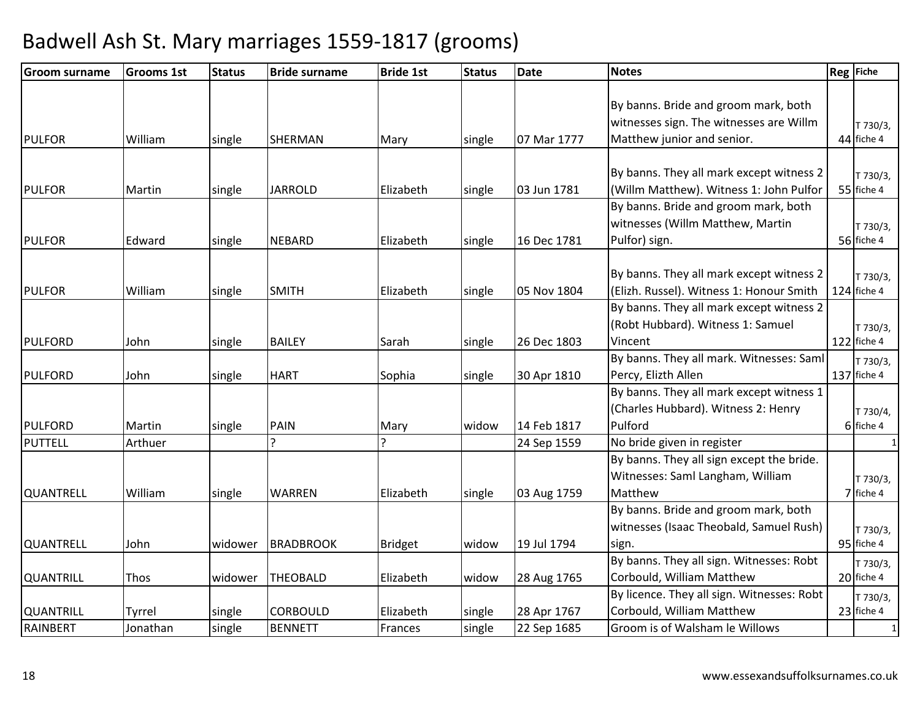# Badwell Ash St. Mary marriages 1559-1817 (grooms)

| Groom surname | Grooms 1st | Status | Bride surname | Bride 1st | Status | Date | Notes | Reg | Fiche |
|---|---|---|---|---|---|---|---|---|---|
| PULFOR | William | single | SHERMAN | Mary | single | 07 Mar 1777 | By banns. Bride and groom mark, both witnesses sign. The witnesses are Willm Matthew junior and senior. | 44 | T 730/3, fiche 4 |
| PULFOR | Martin | single | JARROLD | Elizabeth | single | 03 Jun 1781 | By banns. They all mark except witness 2 (Willm Matthew). Witness 1: John Pulfor | 55 | T 730/3, fiche 4 |
| PULFOR | Edward | single | NEBARD | Elizabeth | single | 16 Dec 1781 | By banns. Bride and groom mark, both witnesses (Willm Matthew, Martin Pulfor) sign. | 56 | T 730/3, fiche 4 |
| PULFOR | William | single | SMITH | Elizabeth | single | 05 Nov 1804 | By banns. They all mark except witness 2 (Elizh. Russel). Witness 1: Honour Smith | 124 | T 730/3, fiche 4 |
| PULFORD | John | single | BAILEY | Sarah | single | 26 Dec 1803 | By banns. They all mark except witness 2 (Robt Hubbard). Witness 1: Samuel Vincent | 122 | T 730/3, fiche 4 |
| PULFORD | John | single | HART | Sophia | single | 30 Apr 1810 | By banns. They all mark. Witnesses: Saml Percy, Elizth Allen | 137 | T 730/3, fiche 4 |
| PULFORD | Martin | single | PAIN | Mary | widow | 14 Feb 1817 | By banns. They all mark except witness 1 (Charles Hubbard). Witness 2: Henry Pulford | 6 | T 730/4, fiche 4 |
| PUTTELL | Arthuer | | ? | ? | | 24 Sep 1559 | No bride given in register | | 1 |
| QUANTRELL | William | single | WARREN | Elizabeth | single | 03 Aug 1759 | By banns. They all sign except the bride. Witnesses: Saml Langham, William Matthew | 7 | T 730/3, fiche 4 |
| QUANTRELL | John | widower | BRADBROOK | Bridget | widow | 19 Jul 1794 | By banns. Bride and groom mark, both witnesses (Isaac Theobald, Samuel Rush) sign. | 95 | T 730/3, fiche 4 |
| QUANTRILL | Thos | widower | THEOBALD | Elizabeth | widow | 28 Aug 1765 | By banns. They all sign. Witnesses: Robt Corbould, William Matthew | 20 | T 730/3, fiche 4 |
| QUANTRILL | Tyrrel | single | CORBOULD | Elizabeth | single | 28 Apr 1767 | By licence. They all sign. Witnesses: Robt Corbould, William Matthew | 23 | T 730/3, fiche 4 |
| RAINBERT | Jonathan | single | BENNETT | Frances | single | 22 Sep 1685 | Groom is of Walsham le Willows | | 1 |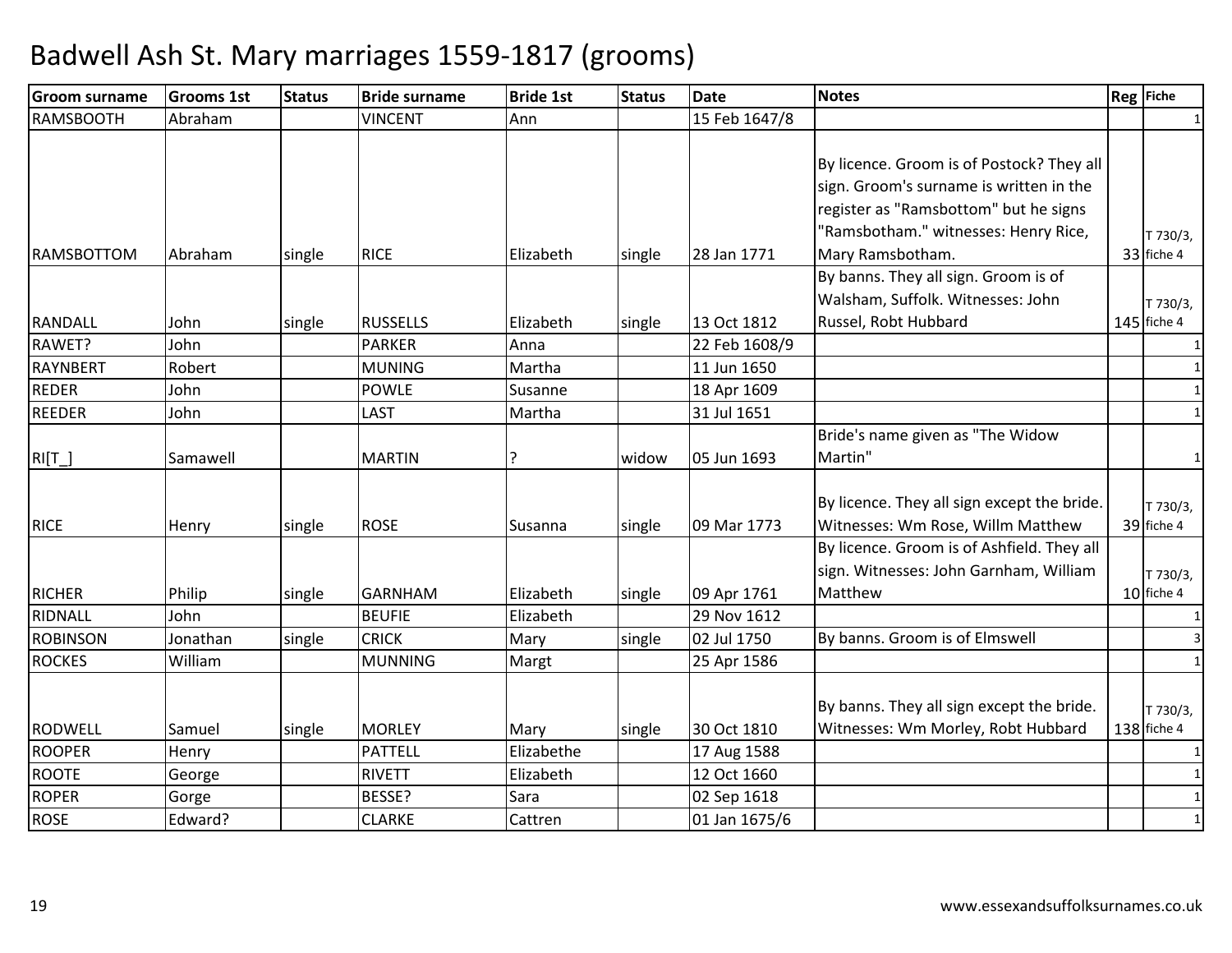# Badwell Ash St. Mary marriages 1559-1817 (grooms)

| Groom surname | Grooms 1st | Status | Bride surname | Bride 1st | Status | Date | Notes | Reg | Fiche |
|---|---|---|---|---|---|---|---|---|---|
| RAMSBOOTH | Abraham | | VINCENT | Ann | | 15 Feb 1647/8 | | | 1 |
| RAMSBOTTOM | Abraham | single | RICE | Elizabeth | single | 28 Jan 1771 | By licence. Groom is of Postock? They all sign. Groom's surname is written in the register as "Ramsbottom" but he signs "Ramsbotham." witnesses: Henry Rice, Mary Ramsbotham. | 33 | T 730/3, fiche 4 |
| RANDALL | John | single | RUSSELLS | Elizabeth | single | 13 Oct 1812 | By banns. They all sign. Groom is of Walsham, Suffolk. Witnesses: John Russel, Robt Hubbard | 145 | T 730/3, fiche 4 |
| RAWET? | John | | PARKER | Anna | | 22 Feb 1608/9 | | | 1 |
| RAYNBERT | Robert | | MUNING | Martha | | 11 Jun 1650 | | | 1 |
| REDER | John | | POWLE | Susanne | | 18 Apr 1609 | | | 1 |
| REEDER | John | | LAST | Martha | | 31 Jul 1651 | | | 1 |
| RI[T_] | Samawell | | MARTIN | ? | widow | 05 Jun 1693 | Bride's name given as "The Widow Martin" | | 1 |
| RICE | Henry | single | ROSE | Susanna | single | 09 Mar 1773 | By licence. They all sign except the bride. Witnesses: Wm Rose, Willm Matthew | 39 | T 730/3, fiche 4 |
| RICHER | Philip | single | GARNHAM | Elizabeth | single | 09 Apr 1761 | By licence. Groom is of Ashfield. They all sign. Witnesses: John Garnham, William Matthew | 10 | T 730/3, fiche 4 |
| RIDNALL | John | | BEUFIE | Elizabeth | | 29 Nov 1612 | | | 1 |
| ROBINSON | Jonathan | single | CRICK | Mary | single | 02 Jul 1750 | By banns. Groom is of Elmswell | | 3 |
| ROCKES | William | | MUNNING | Margt | | 25 Apr 1586 | | | 1 |
| RODWELL | Samuel | single | MORLEY | Mary | single | 30 Oct 1810 | By banns. They all sign except the bride. Witnesses: Wm Morley, Robt Hubbard | 138 | T 730/3, fiche 4 |
| ROOPER | Henry | | PATTELL | Elizabethe | | 17 Aug 1588 | | | 1 |
| ROOTE | George | | RIVETT | Elizabeth | | 12 Oct 1660 | | | 1 |
| ROPER | Gorge | | BESSE? | Sara | | 02 Sep 1618 | | | 1 |
| ROSE | Edward? | | CLARKE | Cattren | | 01 Jan 1675/6 | | | 1 |

www.essexandsuffolksurnames.co.uk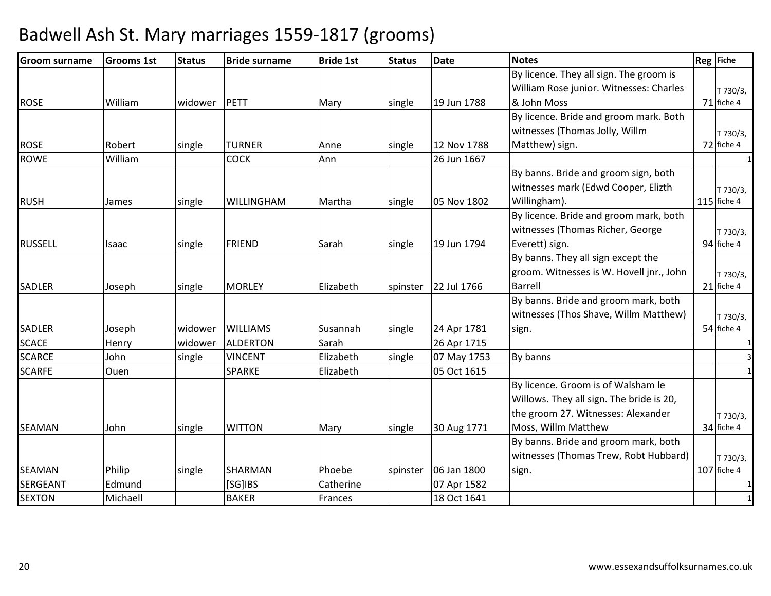# Badwell Ash St. Mary marriages 1559-1817 (grooms)

| Groom surname | Grooms 1st | Status | Bride surname | Bride 1st | Status | Date | Notes | Reg | Fiche |
|---|---|---|---|---|---|---|---|---|---|
| ROSE | William | widower | PETT | Mary | single | 19 Jun 1788 | By licence. They all sign. The groom is William Rose junior. Witnesses: Charles & John Moss | 71 | T 730/3, fiche 4 |
| ROSE | Robert | single | TURNER | Anne | single | 12 Nov 1788 | By licence. Bride and groom mark. Both witnesses (Thomas Jolly, Willm Matthew) sign. | 72 | T 730/3, fiche 4 |
| ROWE | William | | COCK | Ann | | 26 Jun 1667 | | | 1 |
| RUSH | James | single | WILLINGHAM | Martha | single | 05 Nov 1802 | By banns. Bride and groom sign, both witnesses mark (Edwd Cooper, Elizth Willingham). | 115 | T 730/3, fiche 4 |
| RUSSELL | Isaac | single | FRIEND | Sarah | single | 19 Jun 1794 | By licence. Bride and groom mark, both witnesses (Thomas Richer, George Everett) sign. | 94 | T 730/3, fiche 4 |
| SADLER | Joseph | single | MORLEY | Elizabeth | spinster | 22 Jul 1766 | By banns. They all sign except the groom. Witnesses is W. Hovell jnr., John Barrell | 21 | T 730/3, fiche 4 |
| SADLER | Joseph | widower | WILLIAMS | Susannah | single | 24 Apr 1781 | By banns. Bride and groom mark, both witnesses (Thos Shave, Willm Matthew) sign. | 54 | T 730/3, fiche 4 |
| SCACE | Henry | widower | ALDERTON | Sarah | | 26 Apr 1715 | | | 1 |
| SCARCE | John | single | VINCENT | Elizabeth | single | 07 May 1753 | By banns | | 3 |
| SCARFE | Ouen | | SPARKE | Elizabeth | | 05 Oct 1615 | | | 1 |
| SEAMAN | John | single | WITTON | Mary | single | 30 Aug 1771 | By licence. Groom is of Walsham le Willows. They all sign. The bride is 20, the groom 27. Witnesses: Alexander Moss, Willm Matthew | 34 | T 730/3, fiche 4 |
| SEAMAN | Philip | single | SHARMAN | Phoebe | spinster | 06 Jan 1800 | By banns. Bride and groom mark, both witnesses (Thomas Trew, Robt Hubbard) sign. | 107 | T 730/3, fiche 4 |
| SERGEANT | Edmund | | [SG]IBS | Catherine | | 07 Apr 1582 | | | 1 |
| SEXTON | Michaell | | BAKER | Frances | | 18 Oct 1641 | | | 1 |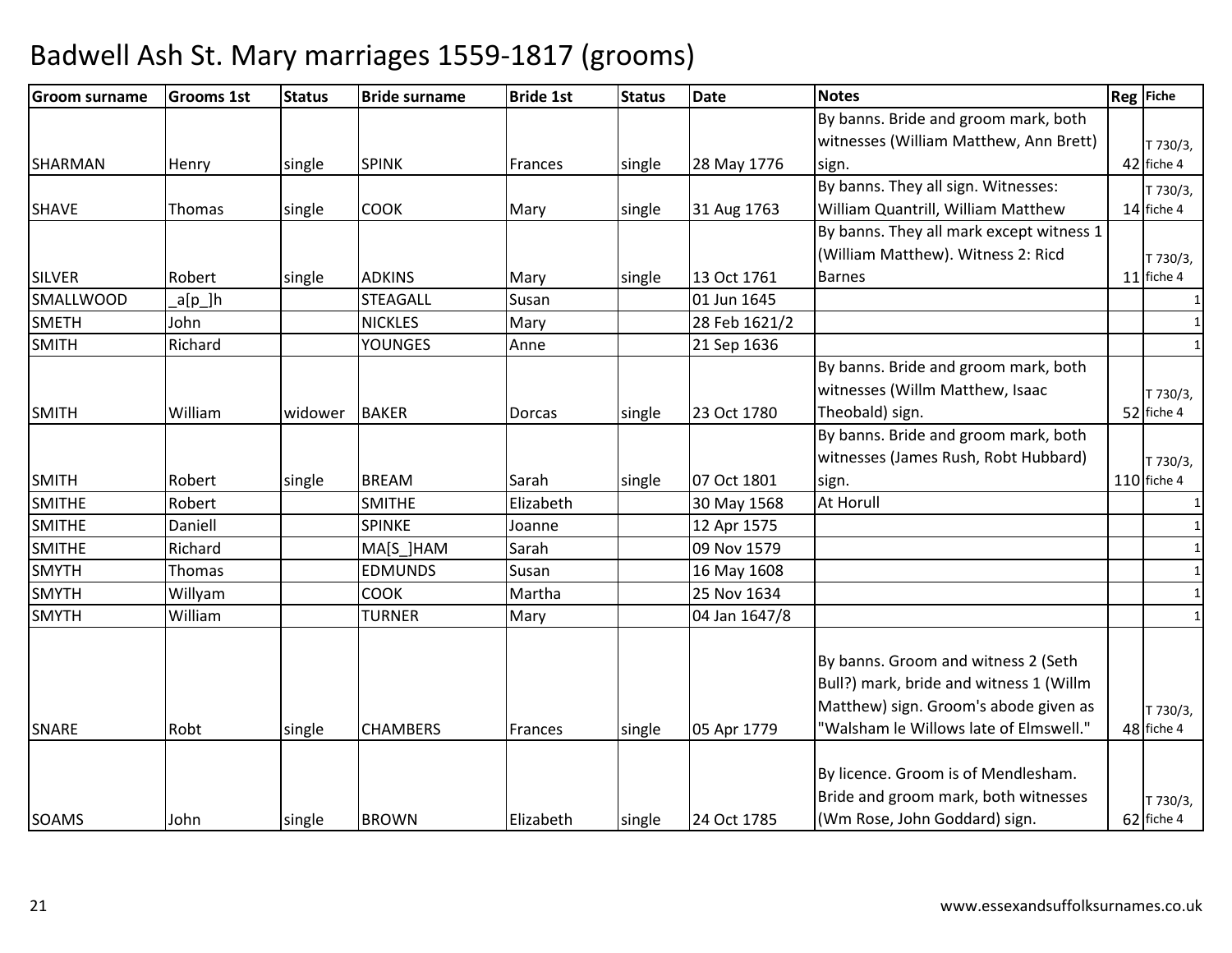# Badwell Ash St. Mary marriages 1559-1817 (grooms)

| Groom surname | Grooms 1st | Status | Bride surname | Bride 1st | Status | Date | Notes | Reg | Fiche |
|---|---|---|---|---|---|---|---|---|---|
| SHARMAN | Henry | single | SPINK | Frances | single | 28 May 1776 | By banns. Bride and groom mark, both witnesses (William Matthew, Ann Brett) sign. | 42 | T 730/3, fiche 4 |
| SHAVE | Thomas | single | COOK | Mary | single | 31 Aug 1763 | By banns. They all sign. Witnesses: William Quantrill, William Matthew | 14 | T 730/3, fiche 4 |
| SILVER | Robert | single | ADKINS | Mary | single | 13 Oct 1761 | By banns. They all mark except witness 1 (William Matthew). Witness 2: Ricd Barnes | 11 | T 730/3, fiche 4 |
| SMALLWOOD | _a[p_]h | | STEAGALL | Susan | | 01 Jun 1645 | | | 1 |
| SMETH | John | | NICKLES | Mary | | 28 Feb 1621/2 | | | 1 |
| SMITH | Richard | | YOUNGES | Anne | | 21 Sep 1636 | | | 1 |
| SMITH | William | widower | BAKER | Dorcas | single | 23 Oct 1780 | By banns. Bride and groom mark, both witnesses (Willm Matthew, Isaac Theobald) sign. | 52 | T 730/3, fiche 4 |
| SMITH | Robert | single | BREAM | Sarah | single | 07 Oct 1801 | By banns. Bride and groom mark, both witnesses (James Rush, Robt Hubbard) sign. | 110 | T 730/3, fiche 4 |
| SMITHE | Robert | | SMITHE | Elizabeth | | 30 May 1568 | At Horull | | 1 |
| SMITHE | Daniell | | SPINKE | Joanne | | 12 Apr 1575 | | | 1 |
| SMITHE | Richard | | MA[S_]HAM | Sarah | | 09 Nov 1579 | | | 1 |
| SMYTH | Thomas | | EDMUNDS | Susan | | 16 May 1608 | | | 1 |
| SMYTH | Willyam | | COOK | Martha | | 25 Nov 1634 | | | 1 |
| SMYTH | William | | TURNER | Mary | | 04 Jan 1647/8 | | | 1 |
| SNARE | Robt | single | CHAMBERS | Frances | single | 05 Apr 1779 | By banns. Groom and witness 2 (Seth Bull?) mark, bride and witness 1 (Willm Matthew) sign. Groom's abode given as "Walsham le Willows late of Elmswell." | 48 | T 730/3, fiche 4 |
| SOAMS | John | single | BROWN | Elizabeth | single | 24 Oct 1785 | By licence. Groom is of Mendlesham. Bride and groom mark, both witnesses (Wm Rose, John Goddard) sign. | 62 | T 730/3, fiche 4 |

www.essexandsuffolksurnames.co.uk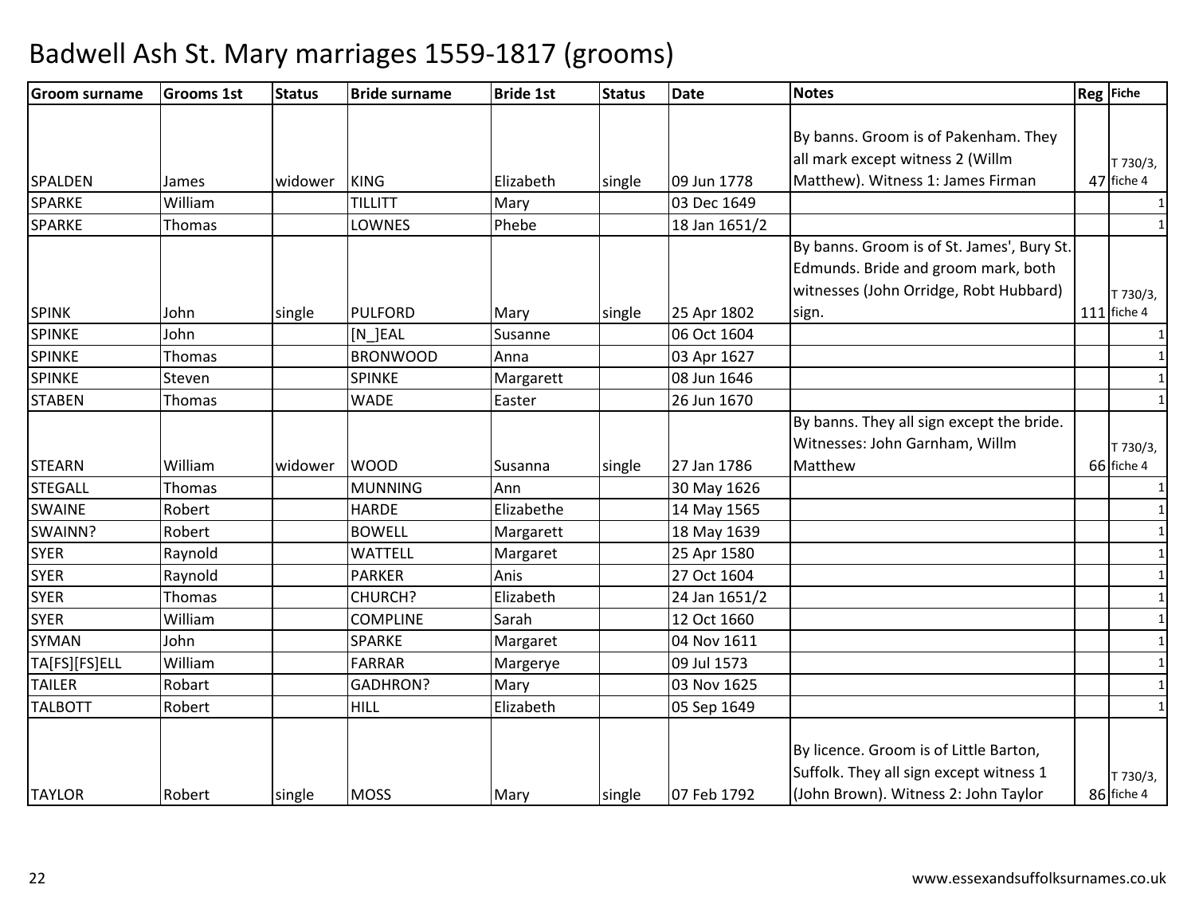# Badwell Ash St. Mary marriages 1559-1817 (grooms)

| Groom surname | Grooms 1st | Status | Bride surname | Bride 1st | Status | Date | Notes | Reg | Fiche |
|---|---|---|---|---|---|---|---|---|---|
| SPALDEN | James | widower | KING | Elizabeth | single | 09 Jun 1778 | By banns. Groom is of Pakenham. They all mark except witness 2 (Willm Matthew). Witness 1: James Firman | 47 | T 730/3, fiche 4 |
| SPARKE | William | | TILLITT | Mary | | 03 Dec 1649 | | | 1 |
| SPARKE | Thomas | | LOWNES | Phebe | | 18 Jan 1651/2 | | | 1 |
| SPINK | John | single | PULFORD | Mary | single | 25 Apr 1802 | By banns. Groom is of St. James', Bury St. Edmunds. Bride and groom mark, both witnesses (John Orridge, Robt Hubbard) sign. | 111 | T 730/3, fiche 4 |
| SPINKE | John | | [N_]EAL | Susanne | | 06 Oct 1604 | | | 1 |
| SPINKE | Thomas | | BRONWOOD | Anna | | 03 Apr 1627 | | | 1 |
| SPINKE | Steven | | SPINKE | Margarett | | 08 Jun 1646 | | | 1 |
| STABEN | Thomas | | WADE | Easter | | 26 Jun 1670 | | | 1 |
| STEARN | William | widower | WOOD | Susanna | single | 27 Jan 1786 | By banns. They all sign except the bride. Witnesses: John Garnham, Willm Matthew | 66 | T 730/3, fiche 4 |
| STEGALL | Thomas | | MUNNING | Ann | | 30 May 1626 | | | 1 |
| SWAINE | Robert | | HARDE | Elizabethe | | 14 May 1565 | | | 1 |
| SWAINN? | Robert | | BOWELL | Margarett | | 18 May 1639 | | | 1 |
| SYER | Raynold | | WATTELL | Margaret | | 25 Apr 1580 | | | 1 |
| SYER | Raynold | | PARKER | Anis | | 27 Oct 1604 | | | 1 |
| SYER | Thomas | | CHURCH? | Elizabeth | | 24 Jan 1651/2 | | | 1 |
| SYER | William | | COMPLINE | Sarah | | 12 Oct 1660 | | | 1 |
| SYMAN | John | | SPARKE | Margaret | | 04 Nov 1611 | | | 1 |
| TA[FS][FS]ELL | William | | FARRAR | Margerye | | 09 Jul 1573 | | | 1 |
| TAILER | Robart | | GADHRON? | Mary | | 03 Nov 1625 | | | 1 |
| TALBOTT | Robert | | HILL | Elizabeth | | 05 Sep 1649 | | | 1 |
| TAYLOR | Robert | single | MOSS | Mary | single | 07 Feb 1792 | By licence. Groom is of Little Barton, Suffolk. They all sign except witness 1 (John Brown). Witness 2: John Taylor | 86 | T 730/3, fiche 4 |

www.essexandsuffolksurnames.co.uk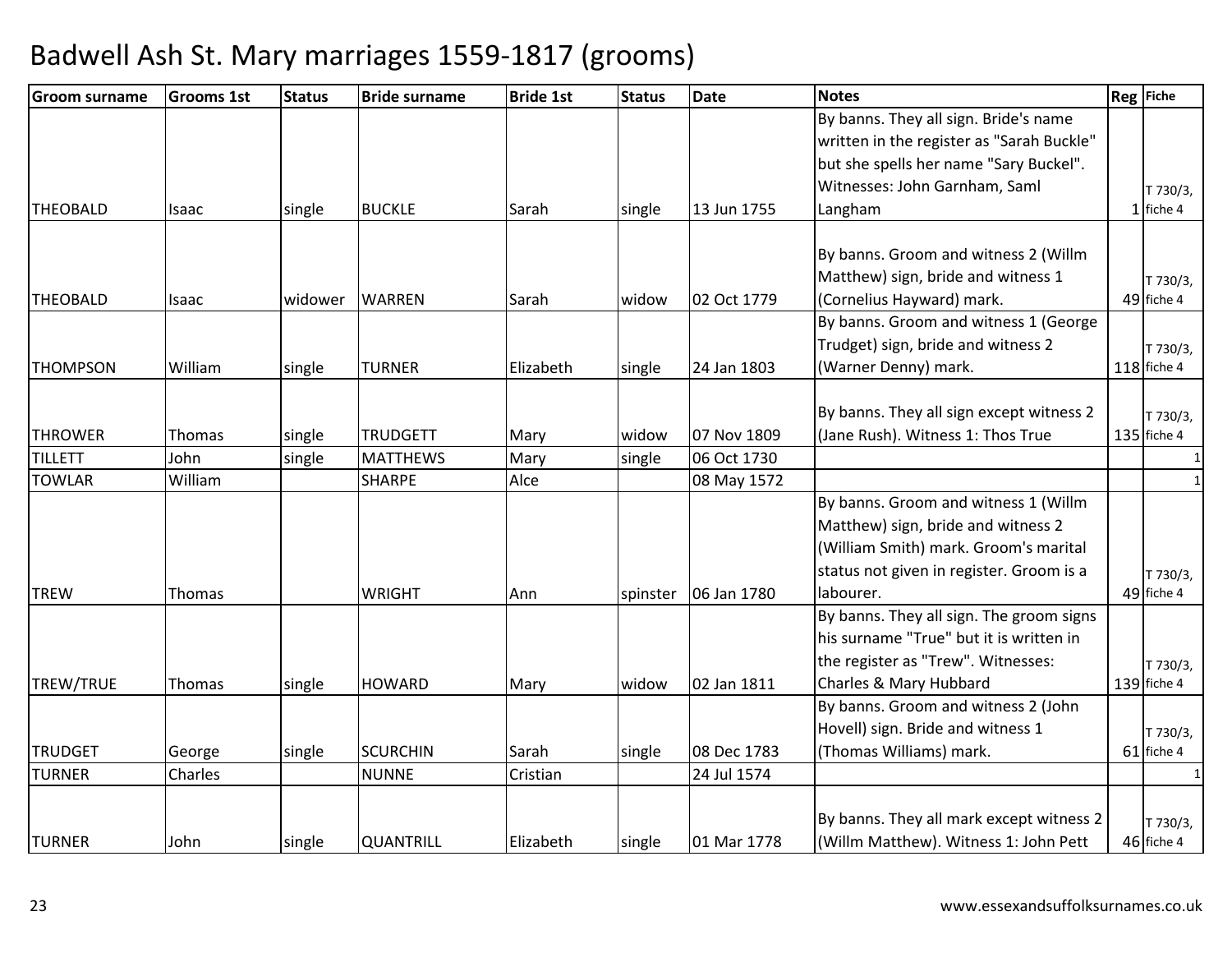# Badwell Ash St. Mary marriages 1559-1817 (grooms)

| Groom surname | Grooms 1st | Status | Bride surname | Bride 1st | Status | Date | Notes | Reg | Fiche |
|---|---|---|---|---|---|---|---|---|---|
| THEOBALD | Isaac | single | BUCKLE | Sarah | single | 13 Jun 1755 | By banns. They all sign. Bride's name written in the register as "Sarah Buckle" but she spells her name "Sary Buckel". Witnesses: John Garnham, Saml Langham | 1 | T 730/3, fiche 4 |
| THEOBALD | Isaac | widower | WARREN | Sarah | widow | 02 Oct 1779 | By banns. Groom and witness 2 (Willm Matthew) sign, bride and witness 1 (Cornelius Hayward) mark. | 49 | T 730/3, fiche 4 |
| THOMPSON | William | single | TURNER | Elizabeth | single | 24 Jan 1803 | By banns. Groom and witness 1 (George Trudget) sign, bride and witness 2 (Warner Denny) mark. | 118 | T 730/3, fiche 4 |
| THROWER | Thomas | single | TRUDGETT | Mary | widow | 07 Nov 1809 | By banns. They all sign except witness 2 (Jane Rush). Witness 1: Thos True | 135 | T 730/3, fiche 4 |
| TILLETT | John | single | MATTHEWS | Mary | single | 06 Oct 1730 | | | 1 |
| TOWLAR | William | | SHARPE | Alce | | 08 May 1572 | | | 1 |
| TREW | Thomas | | WRIGHT | Ann | spinster | 06 Jan 1780 | By banns. Groom and witness 1 (Willm Matthew) sign, bride and witness 2 (William Smith) mark. Groom's marital status not given in register. Groom is a labourer. | 49 | T 730/3, fiche 4 |
| TREW/TRUE | Thomas | single | HOWARD | Mary | widow | 02 Jan 1811 | By banns. They all sign. The groom signs his surname "True" but it is written in the register as "Trew". Witnesses: Charles & Mary Hubbard | 139 | T 730/3, fiche 4 |
| TRUDGET | George | single | SCURCHIN | Sarah | single | 08 Dec 1783 | By banns. Groom and witness 2 (John Hovell) sign. Bride and witness 1 (Thomas Williams) mark. | 61 | T 730/3, fiche 4 |
| TURNER | Charles | | NUNNE | Cristian | | 24 Jul 1574 | | | 1 |
| TURNER | John | single | QUANTRILL | Elizabeth | single | 01 Mar 1778 | By banns. They all mark except witness 2 (Willm Matthew). Witness 1: John Pett | 46 | T 730/3, fiche 4 |

www.essexandsuffolksurnames.co.uk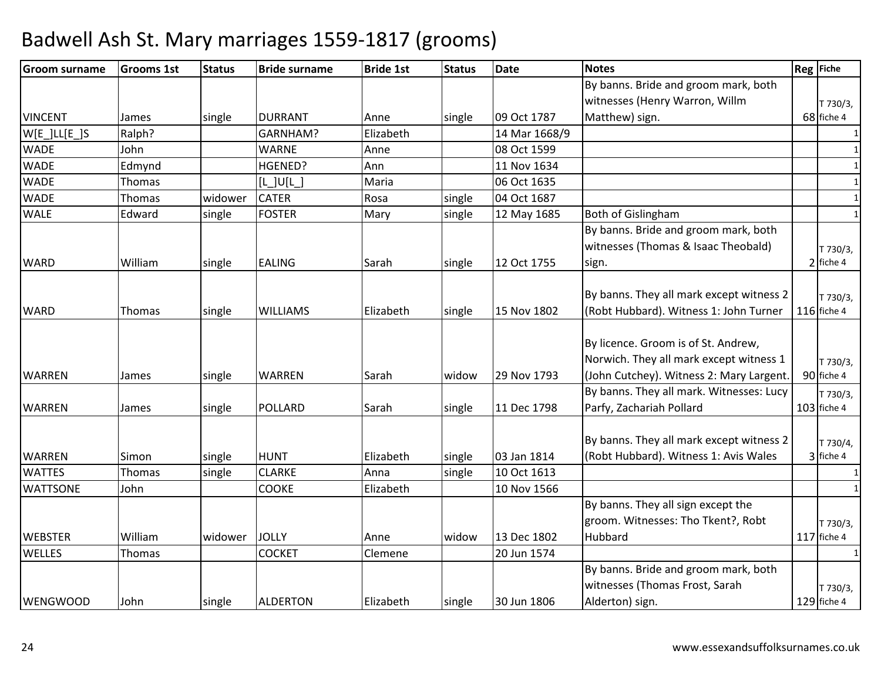# Badwell Ash St. Mary marriages 1559-1817 (grooms)

| Groom surname | Grooms 1st | Status | Bride surname | Bride 1st | Status | Date | Notes | Reg | Fiche |
|---|---|---|---|---|---|---|---|---|---|
| VINCENT | James | single | DURRANT | Anne | single | 09 Oct 1787 | By banns. Bride and groom mark, both witnesses (Henry Warron, Willm Matthew) sign. | 68 | T 730/3, fiche 4 |
| W[E_]LL[E_]S | Ralph? | | GARNHAM? | Elizabeth | | 14 Mar 1668/9 | | | 1 |
| WADE | John | | WARNE | Anne | | 08 Oct 1599 | | | 1 |
| WADE | Edmynd | | HGENED? | Ann | | 11 Nov 1634 | | | 1 |
| WADE | Thomas | | [L_]U[L_] | Maria | | 06 Oct 1635 | | | 1 |
| WADE | Thomas | widower | CATER | Rosa | single | 04 Oct 1687 | | | 1 |
| WALE | Edward | single | FOSTER | Mary | single | 12 May 1685 | Both of Gislingham | | 1 |
| WARD | William | single | EALING | Sarah | single | 12 Oct 1755 | By banns. Bride and groom mark, both witnesses (Thomas & Isaac Theobald) sign. | 2 | T 730/3, fiche 4 |
| WARD | Thomas | single | WILLIAMS | Elizabeth | single | 15 Nov 1802 | By banns. They all mark except witness 2 (Robt Hubbard). Witness 1: John Turner | 116 | T 730/3, fiche 4 |
| WARREN | James | single | WARREN | Sarah | widow | 29 Nov 1793 | By licence. Groom is of St. Andrew, Norwich. They all mark except witness 1 (John Cutchey). Witness 2: Mary Largent. | 90 | T 730/3, fiche 4 |
| WARREN | James | single | POLLARD | Sarah | single | 11 Dec 1798 | By banns. They all mark. Witnesses: Lucy Parfy, Zachariah Pollard | 103 | T 730/3, fiche 4 |
| WARREN | Simon | single | HUNT | Elizabeth | single | 03 Jan 1814 | By banns. They all mark except witness 2 (Robt Hubbard). Witness 1: Avis Wales | 3 | T 730/4, fiche 4 |
| WATTES | Thomas | single | CLARKE | Anna | single | 10 Oct 1613 | | | 1 |
| WATTSONE | John | | COOKE | Elizabeth | | 10 Nov 1566 | | | 1 |
| WEBSTER | William | widower | JOLLY | Anne | widow | 13 Dec 1802 | By banns. They all sign except the groom. Witnesses: Tho Tkent?, Robt Hubbard | 117 | T 730/3, fiche 4 |
| WELLES | Thomas | | COCKET | Clemene | | 20 Jun 1574 | | | 1 |
| WENGWOOD | John | single | ALDERTON | Elizabeth | single | 30 Jun 1806 | By banns. Bride and groom mark, both witnesses (Thomas Frost, Sarah Alderton) sign. | 129 | T 730/3, fiche 4 |

www.essexandsuffolksurnames.co.uk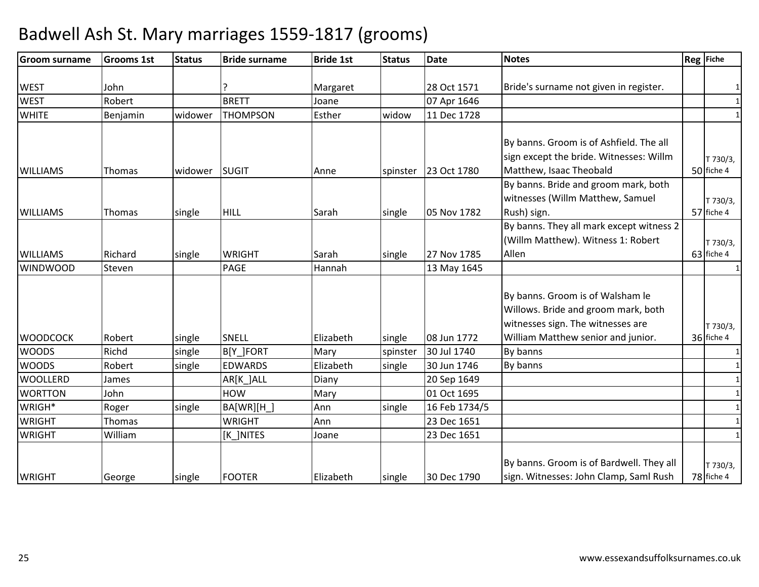# Badwell Ash St. Mary marriages 1559-1817 (grooms)

| Groom surname | Grooms 1st | Status | Bride surname | Bride 1st | Status | Date | Notes | Reg | Fiche |
|---|---|---|---|---|---|---|---|---|---|
| WEST | John | | ? | Margaret | | 28 Oct 1571 | Bride's surname not given in register. | | 1 |
| WEST | Robert | | BRETT | Joane | | 07 Apr 1646 | | | 1 |
| WHITE | Benjamin | widower | THOMPSON | Esther | widow | 11 Dec 1728 | | | 1 |
| WILLIAMS | Thomas | widower | SUGIT | Anne | spinster | 23 Oct 1780 | By banns. Groom is of Ashfield. The all sign except the bride. Witnesses: Willm Matthew, Isaac Theobald | 50 | T 730/3, fiche 4 |
| WILLIAMS | Thomas | single | HILL | Sarah | single | 05 Nov 1782 | By banns. Bride and groom mark, both witnesses (Willm Matthew, Samuel Rush) sign. | 57 | T 730/3, fiche 4 |
| WILLIAMS | Richard | single | WRIGHT | Sarah | single | 27 Nov 1785 | By banns. They all mark except witness 2 (Willm Matthew). Witness 1: Robert Allen | 63 | T 730/3, fiche 4 |
| WINDWOOD | Steven | | PAGE | Hannah | | 13 May 1645 | | | 1 |
| WOODCOCK | Robert | single | SNELL | Elizabeth | single | 08 Jun 1772 | By banns. Groom is of Walsham le Willows. Bride and groom mark, both witnesses sign. The witnesses are William Matthew senior and junior. | 36 | T 730/3, fiche 4 |
| WOODS | Richd | single | B[Y_]FORT | Mary | spinster | 30 Jul 1740 | By banns | | 1 |
| WOODS | Robert | single | EDWARDS | Elizabeth | single | 30 Jun 1746 | By banns | | 1 |
| WOOLLERD | James | | AR[K_]ALL | Diany | | 20 Sep 1649 | | | 1 |
| WORTTON | John | | HOW | Mary | | 01 Oct 1695 | | | 1 |
| WRIGH* | Roger | single | BA[WR][H_] | Ann | single | 16 Feb 1734/5 | | | 1 |
| WRIGHT | Thomas | | WRIGHT | Ann | | 23 Dec 1651 | | | 1 |
| WRIGHT | William | | [K_]NITES | Joane | | 23 Dec 1651 | | | 1 |
| WRIGHT | George | single | FOOTER | Elizabeth | single | 30 Dec 1790 | By banns. Groom is of Bardwell. They all sign. Witnesses: John Clamp, Saml Rush | 78 | T 730/3, fiche 4 |

www.essexandsuffolksurnames.co.uk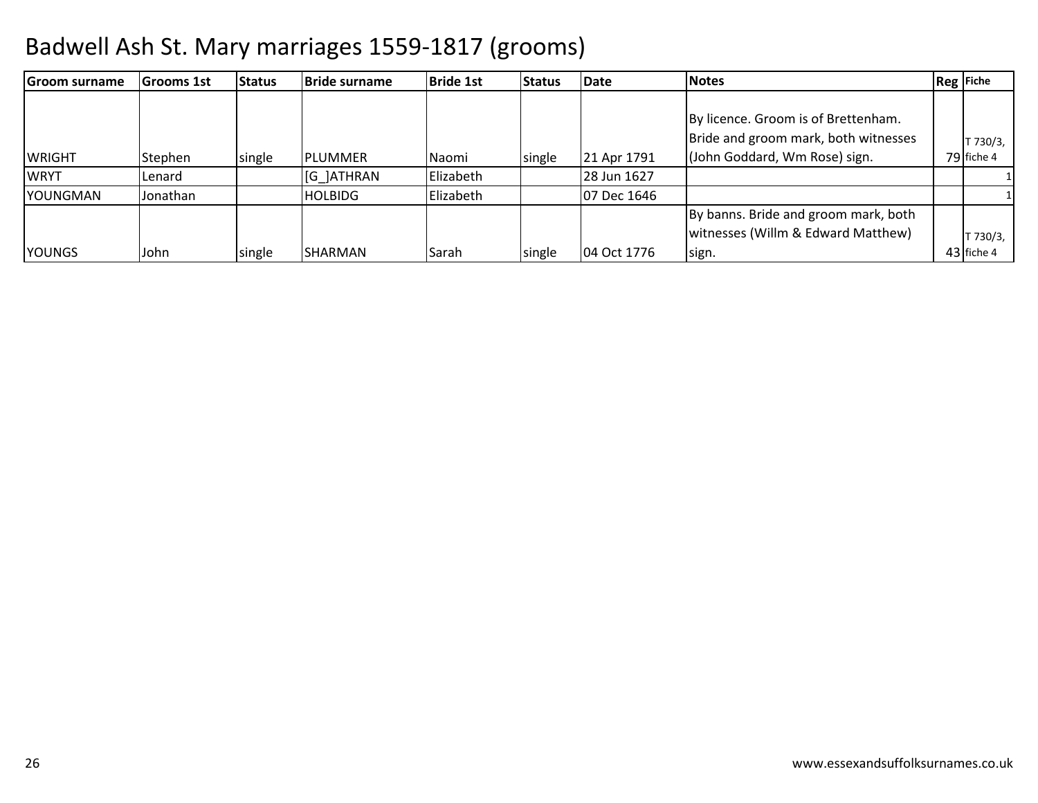# Badwell Ash St. Mary marriages 1559-1817 (grooms)

| Groom surname | Grooms 1st | Status | Bride surname | Bride 1st | Status | Date | Notes | Reg | Fiche |
|---|---|---|---|---|---|---|---|---|---|
| WRIGHT | Stephen | single | PLUMMER | Naomi | single | 21 Apr 1791 | By licence. Groom is of Brettenham. Bride and groom mark, both witnesses (John Goddard, Wm Rose) sign. | 79 | T 730/3, fiche 4 |
| WRYT | Lenard | | [G_]ATHRAN | Elizabeth | | 28 Jun 1627 | | | 1 |
| YOUNGMAN | Jonathan | | HOLBIDG | Elizabeth | | 07 Dec 1646 | | | 1 |
| YOUNGS | John | single | SHARMAN | Sarah | single | 04 Oct 1776 | By banns. Bride and groom mark, both witnesses (Willm & Edward Matthew) sign. | 43 | T 730/3, fiche 4 |